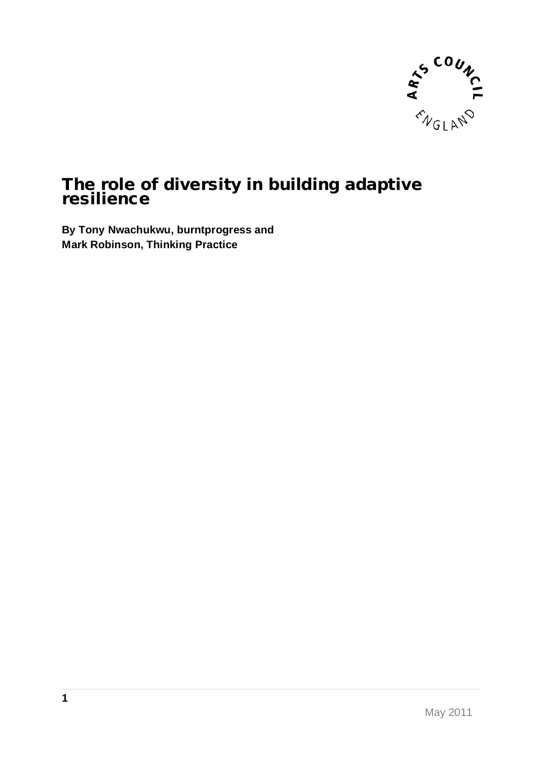# The role of diversity in building adaptive resilience

**By Tony Nwachukwu, burntprogress and**
**Mark Robinson, Thinking Practice**

May 2011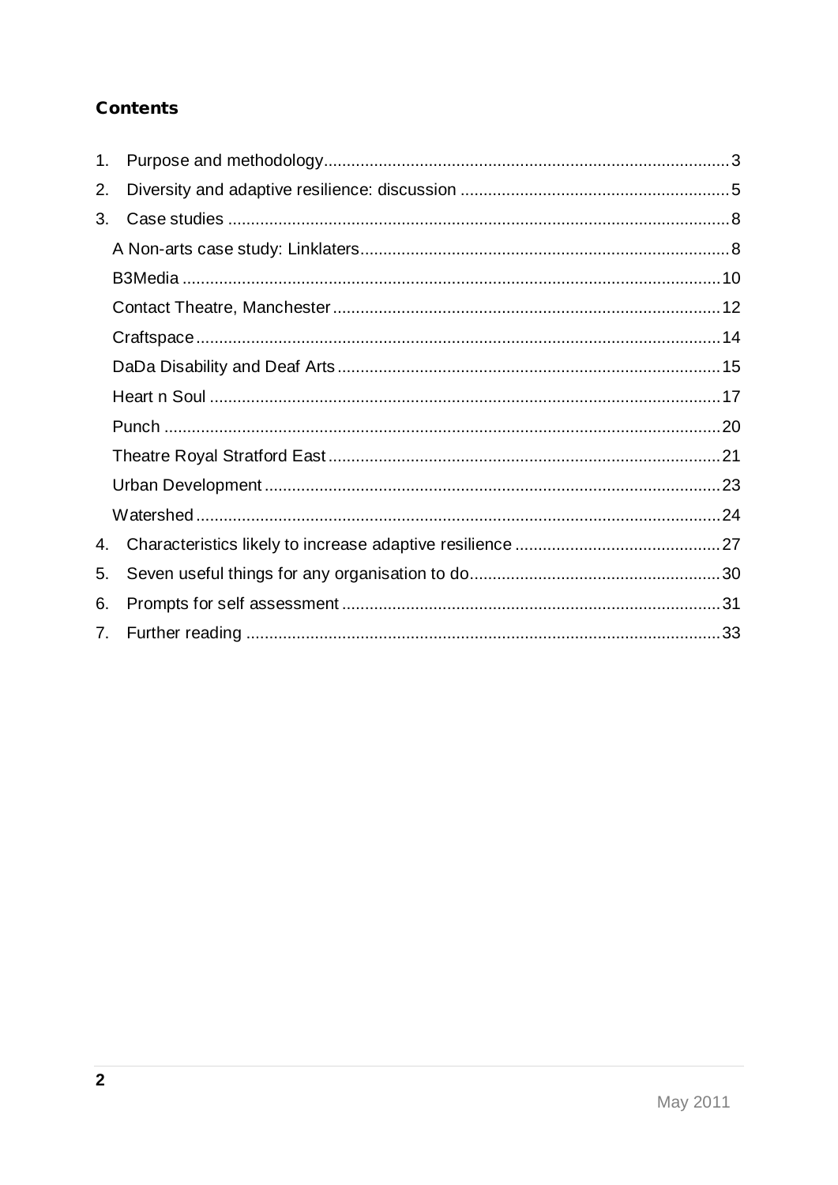## Contents

1. Purpose and methodology ........ 3
2. Diversity and adaptive resilience: discussion ........ 5
3. Case studies ........ 8
   - A Non-arts case study: Linklaters ........ 8
   - B3Media ........ 10
   - Contact Theatre, Manchester ........ 12
   - Craftspace ........ 14
   - DaDa Disability and Deaf Arts ........ 15
   - Heart n Soul ........ 17
   - Punch ........ 20
   - Theatre Royal Stratford East ........ 21
   - Urban Development ........ 23
   - Watershed ........ 24
4. Characteristics likely to increase adaptive resilience ........ 27
5. Seven useful things for any organisation to do ........ 30
6. Prompts for self assessment ........ 31
7. Further reading ........ 33

May 2011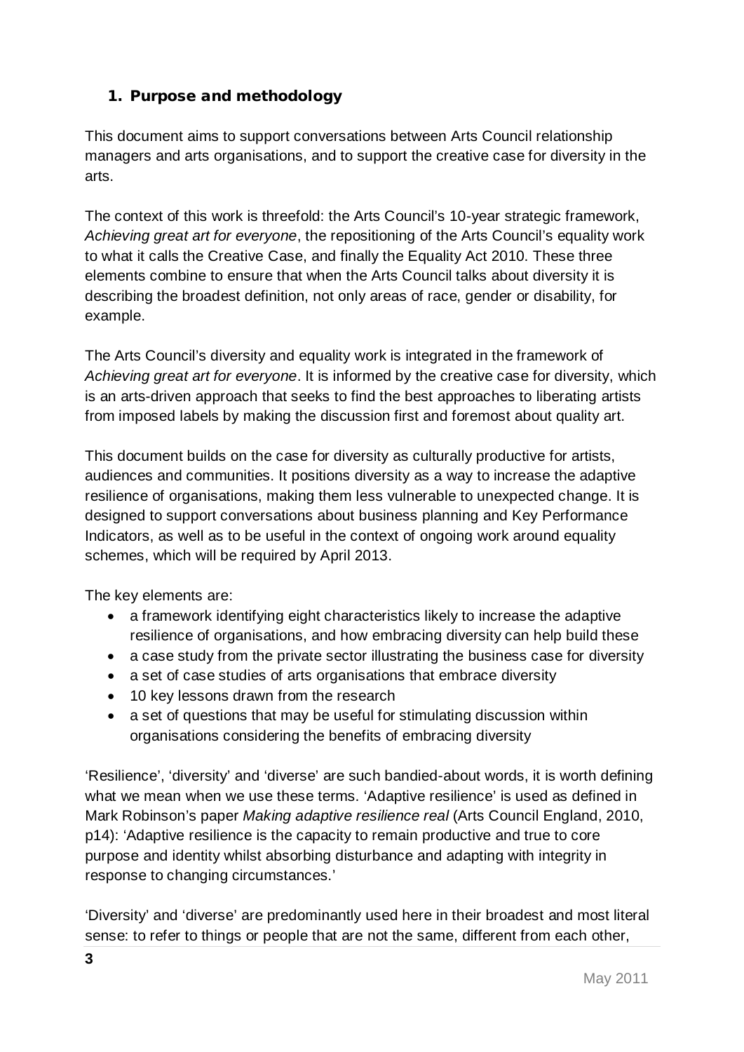## 1. Purpose and methodology

This document aims to support conversations between Arts Council relationship managers and arts organisations, and to support the creative case for diversity in the arts.

The context of this work is threefold: the Arts Council's 10-year strategic framework, *Achieving great art for everyone*, the repositioning of the Arts Council's equality work to what it calls the Creative Case, and finally the Equality Act 2010. These three elements combine to ensure that when the Arts Council talks about diversity it is describing the broadest definition, not only areas of race, gender or disability, for example.

The Arts Council's diversity and equality work is integrated in the framework of *Achieving great art for everyone*. It is informed by the creative case for diversity, which is an arts-driven approach that seeks to find the best approaches to liberating artists from imposed labels by making the discussion first and foremost about quality art.

This document builds on the case for diversity as culturally productive for artists, audiences and communities. It positions diversity as a way to increase the adaptive resilience of organisations, making them less vulnerable to unexpected change. It is designed to support conversations about business planning and Key Performance Indicators, as well as to be useful in the context of ongoing work around equality schemes, which will be required by April 2013.

The key elements are:

- a framework identifying eight characteristics likely to increase the adaptive resilience of organisations, and how embracing diversity can help build these
- a case study from the private sector illustrating the business case for diversity
- a set of case studies of arts organisations that embrace diversity
- 10 key lessons drawn from the research
- a set of questions that may be useful for stimulating discussion within organisations considering the benefits of embracing diversity

'Resilience', 'diversity' and 'diverse' are such bandied-about words, it is worth defining what we mean when we use these terms. 'Adaptive resilience' is used as defined in Mark Robinson's paper *Making adaptive resilience real* (Arts Council England, 2010, p14): 'Adaptive resilience is the capacity to remain productive and true to core purpose and identity whilst absorbing disturbance and adapting with integrity in response to changing circumstances.'

'Diversity' and 'diverse' are predominantly used here in their broadest and most literal sense: to refer to things or people that are not the same, different from each other,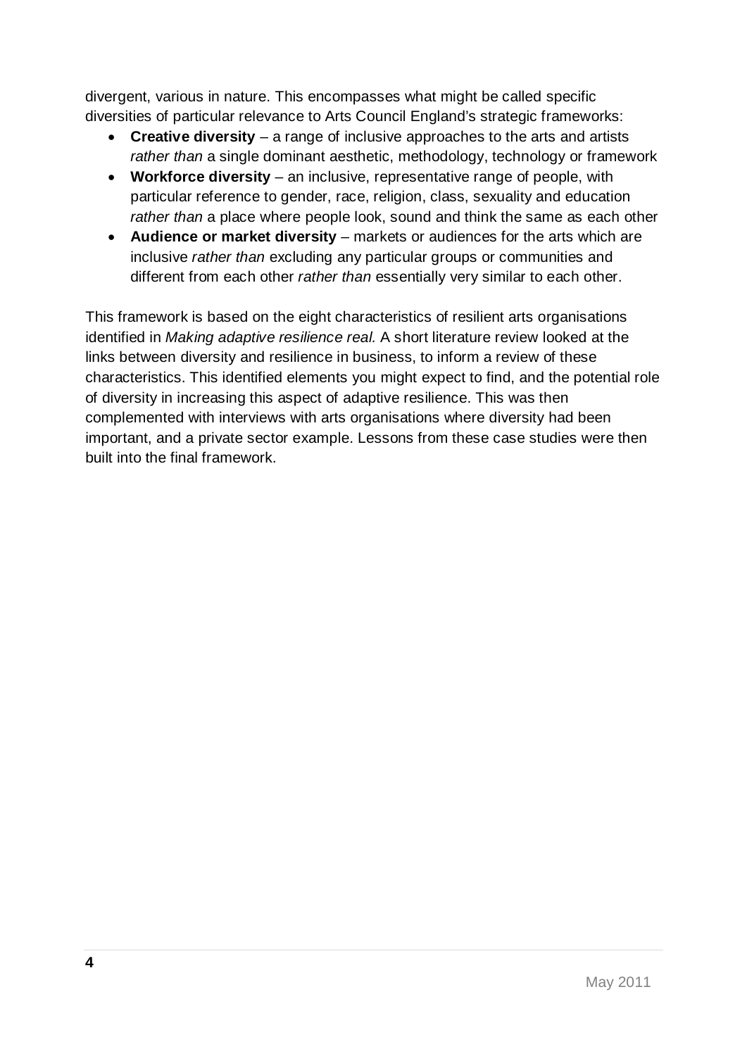divergent, various in nature. This encompasses what might be called specific diversities of particular relevance to Arts Council England's strategic frameworks:

- **Creative diversity** – a range of inclusive approaches to the arts and artists *rather than* a single dominant aesthetic, methodology, technology or framework
- **Workforce diversity** – an inclusive, representative range of people, with particular reference to gender, race, religion, class, sexuality and education *rather than* a place where people look, sound and think the same as each other
- **Audience or market diversity** – markets or audiences for the arts which are inclusive *rather than* excluding any particular groups or communities and different from each other *rather than* essentially very similar to each other.

This framework is based on the eight characteristics of resilient arts organisations identified in *Making adaptive resilience real.* A short literature review looked at the links between diversity and resilience in business, to inform a review of these characteristics. This identified elements you might expect to find, and the potential role of diversity in increasing this aspect of adaptive resilience. This was then complemented with interviews with arts organisations where diversity had been important, and a private sector example. Lessons from these case studies were then built into the final framework.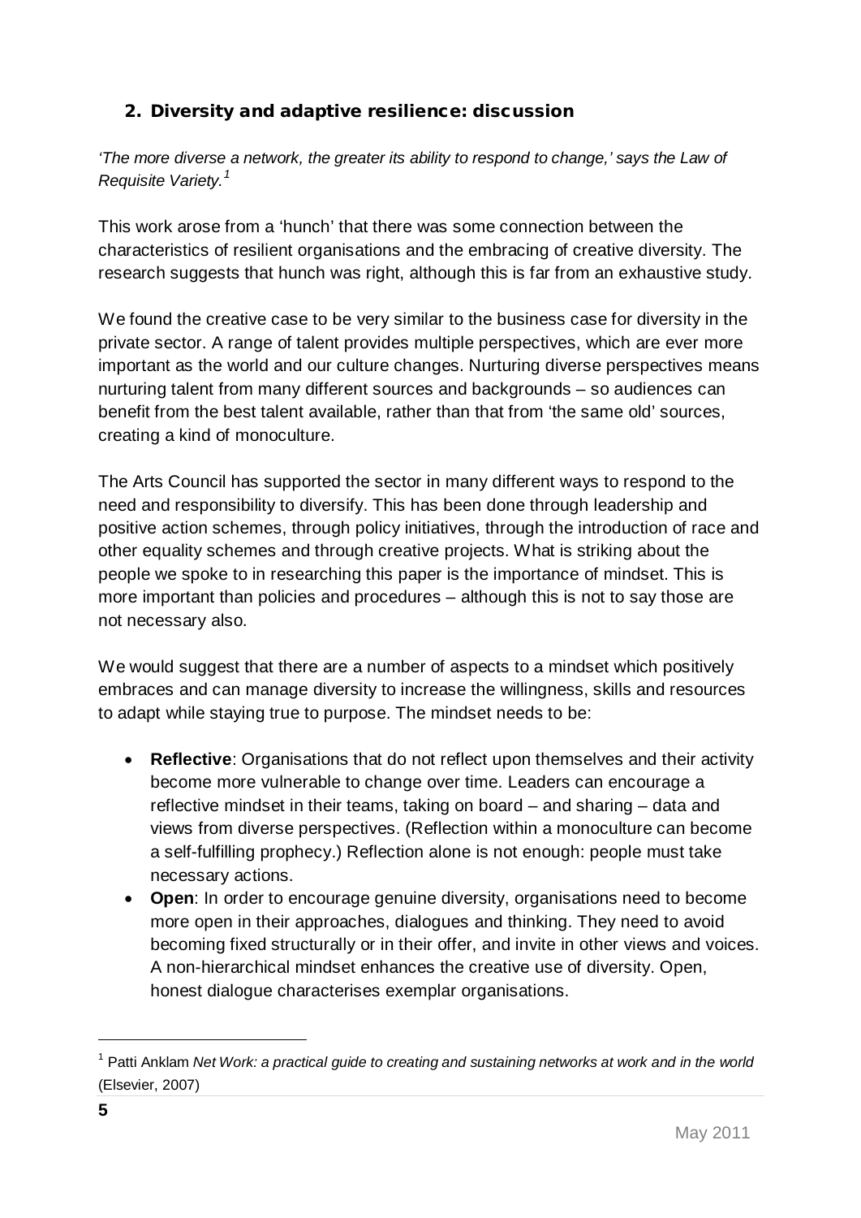## 2. Diversity and adaptive resilience: discussion

*'The more diverse a network, the greater its ability to respond to change,' says the Law of Requisite Variety.*[1]

This work arose from a 'hunch' that there was some connection between the characteristics of resilient organisations and the embracing of creative diversity. The research suggests that hunch was right, although this is far from an exhaustive study.

We found the creative case to be very similar to the business case for diversity in the private sector. A range of talent provides multiple perspectives, which are ever more important as the world and our culture changes. Nurturing diverse perspectives means nurturing talent from many different sources and backgrounds – so audiences can benefit from the best talent available, rather than that from 'the same old' sources, creating a kind of monoculture.

The Arts Council has supported the sector in many different ways to respond to the need and responsibility to diversify. This has been done through leadership and positive action schemes, through policy initiatives, through the introduction of race and other equality schemes and through creative projects. What is striking about the people we spoke to in researching this paper is the importance of mindset. This is more important than policies and procedures – although this is not to say those are not necessary also.

We would suggest that there are a number of aspects to a mindset which positively embraces and can manage diversity to increase the willingness, skills and resources to adapt while staying true to purpose. The mindset needs to be:

- **Reflective**: Organisations that do not reflect upon themselves and their activity become more vulnerable to change over time. Leaders can encourage a reflective mindset in their teams, taking on board – and sharing – data and views from diverse perspectives. (Reflection within a monoculture can become a self-fulfilling prophecy.) Reflection alone is not enough: people must take necessary actions.
- **Open**: In order to encourage genuine diversity, organisations need to become more open in their approaches, dialogues and thinking. They need to avoid becoming fixed structurally or in their offer, and invite in other views and voices. A non-hierarchical mindset enhances the creative use of diversity. Open, honest dialogue characterises exemplar organisations.

---

[1] Patti Anklam *Net Work: a practical guide to creating and sustaining networks at work and in the world* (Elsevier, 2007)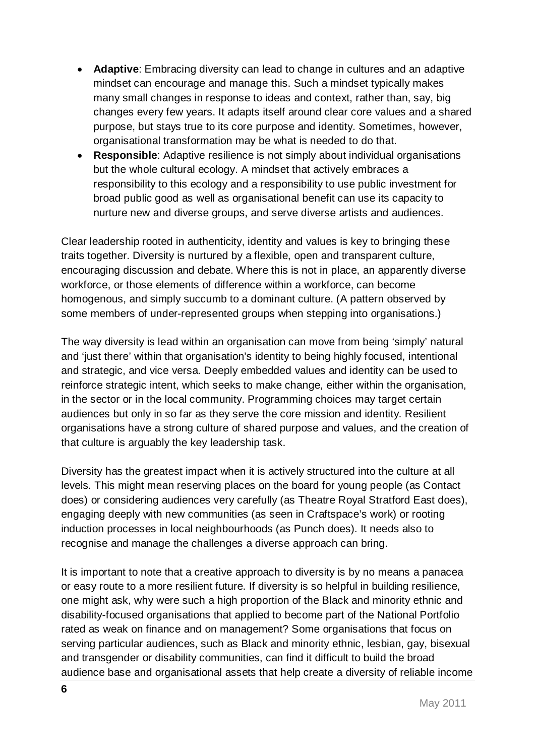- **Adaptive**: Embracing diversity can lead to change in cultures and an adaptive mindset can encourage and manage this. Such a mindset typically makes many small changes in response to ideas and context, rather than, say, big changes every few years. It adapts itself around clear core values and a shared purpose, but stays true to its core purpose and identity. Sometimes, however, organisational transformation may be what is needed to do that.
- **Responsible**: Adaptive resilience is not simply about individual organisations but the whole cultural ecology. A mindset that actively embraces a responsibility to this ecology and a responsibility to use public investment for broad public good as well as organisational benefit can use its capacity to nurture new and diverse groups, and serve diverse artists and audiences.

Clear leadership rooted in authenticity, identity and values is key to bringing these traits together. Diversity is nurtured by a flexible, open and transparent culture, encouraging discussion and debate. Where this is not in place, an apparently diverse workforce, or those elements of difference within a workforce, can become homogenous, and simply succumb to a dominant culture. (A pattern observed by some members of under-represented groups when stepping into organisations.)

The way diversity is lead within an organisation can move from being 'simply' natural and 'just there' within that organisation's identity to being highly focused, intentional and strategic, and vice versa. Deeply embedded values and identity can be used to reinforce strategic intent, which seeks to make change, either within the organisation, in the sector or in the local community. Programming choices may target certain audiences but only in so far as they serve the core mission and identity. Resilient organisations have a strong culture of shared purpose and values, and the creation of that culture is arguably the key leadership task.

Diversity has the greatest impact when it is actively structured into the culture at all levels. This might mean reserving places on the board for young people (as Contact does) or considering audiences very carefully (as Theatre Royal Stratford East does), engaging deeply with new communities (as seen in Craftspace's work) or rooting induction processes in local neighbourhoods (as Punch does). It needs also to recognise and manage the challenges a diverse approach can bring.

It is important to note that a creative approach to diversity is by no means a panacea or easy route to a more resilient future. If diversity is so helpful in building resilience, one might ask, why were such a high proportion of the Black and minority ethnic and disability-focused organisations that applied to become part of the National Portfolio rated as weak on finance and on management? Some organisations that focus on serving particular audiences, such as Black and minority ethnic, lesbian, gay, bisexual and transgender or disability communities, can find it difficult to build the broad audience base and organisational assets that help create a diversity of reliable income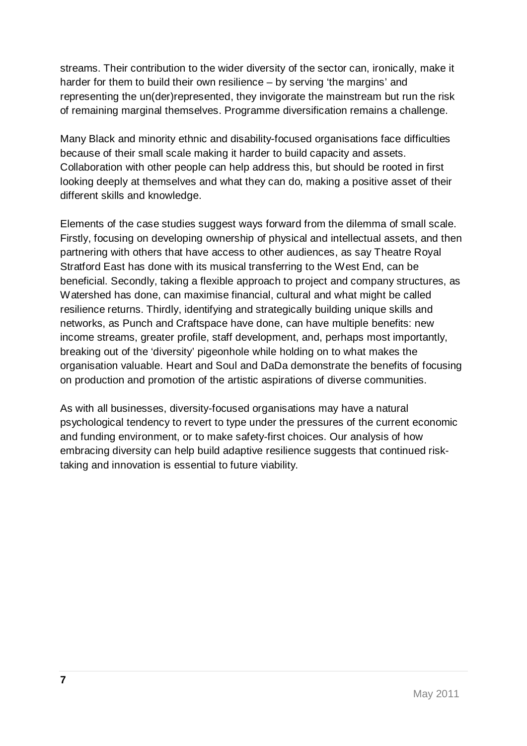streams. Their contribution to the wider diversity of the sector can, ironically, make it harder for them to build their own resilience – by serving 'the margins' and representing the un(der)represented, they invigorate the mainstream but run the risk of remaining marginal themselves. Programme diversification remains a challenge.

Many Black and minority ethnic and disability-focused organisations face difficulties because of their small scale making it harder to build capacity and assets. Collaboration with other people can help address this, but should be rooted in first looking deeply at themselves and what they can do, making a positive asset of their different skills and knowledge.

Elements of the case studies suggest ways forward from the dilemma of small scale. Firstly, focusing on developing ownership of physical and intellectual assets, and then partnering with others that have access to other audiences, as say Theatre Royal Stratford East has done with its musical transferring to the West End, can be beneficial. Secondly, taking a flexible approach to project and company structures, as Watershed has done, can maximise financial, cultural and what might be called resilience returns. Thirdly, identifying and strategically building unique skills and networks, as Punch and Craftspace have done, can have multiple benefits: new income streams, greater profile, staff development, and, perhaps most importantly, breaking out of the 'diversity' pigeonhole while holding on to what makes the organisation valuable. Heart and Soul and DaDa demonstrate the benefits of focusing on production and promotion of the artistic aspirations of diverse communities.

As with all businesses, diversity-focused organisations may have a natural psychological tendency to revert to type under the pressures of the current economic and funding environment, or to make safety-first choices. Our analysis of how embracing diversity can help build adaptive resilience suggests that continued risk-taking and innovation is essential to future viability.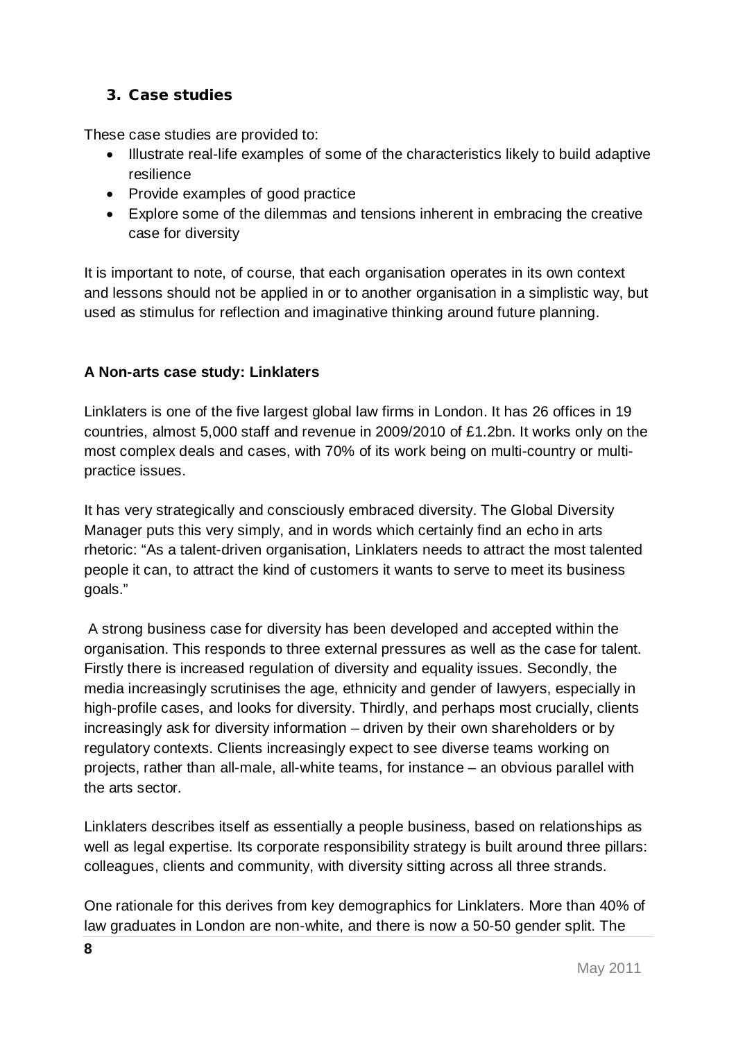## 3. Case studies

These case studies are provided to:

- Illustrate real-life examples of some of the characteristics likely to build adaptive resilience
- Provide examples of good practice
- Explore some of the dilemmas and tensions inherent in embracing the creative case for diversity

It is important to note, of course, that each organisation operates in its own context and lessons should not be applied in or to another organisation in a simplistic way, but used as stimulus for reflection and imaginative thinking around future planning.

### A Non-arts case study: Linklaters

Linklaters is one of the five largest global law firms in London. It has 26 offices in 19 countries, almost 5,000 staff and revenue in 2009/2010 of £1.2bn. It works only on the most complex deals and cases, with 70% of its work being on multi-country or multi-practice issues.

It has very strategically and consciously embraced diversity. The Global Diversity Manager puts this very simply, and in words which certainly find an echo in arts rhetoric: "As a talent-driven organisation, Linklaters needs to attract the most talented people it can, to attract the kind of customers it wants to serve to meet its business goals."

A strong business case for diversity has been developed and accepted within the organisation. This responds to three external pressures as well as the case for talent. Firstly there is increased regulation of diversity and equality issues. Secondly, the media increasingly scrutinises the age, ethnicity and gender of lawyers, especially in high-profile cases, and looks for diversity. Thirdly, and perhaps most crucially, clients increasingly ask for diversity information – driven by their own shareholders or by regulatory contexts. Clients increasingly expect to see diverse teams working on projects, rather than all-male, all-white teams, for instance – an obvious parallel with the arts sector.

Linklaters describes itself as essentially a people business, based on relationships as well as legal expertise. Its corporate responsibility strategy is built around three pillars: colleagues, clients and community, with diversity sitting across all three strands.

One rationale for this derives from key demographics for Linklaters. More than 40% of law graduates in London are non-white, and there is now a 50-50 gender split. The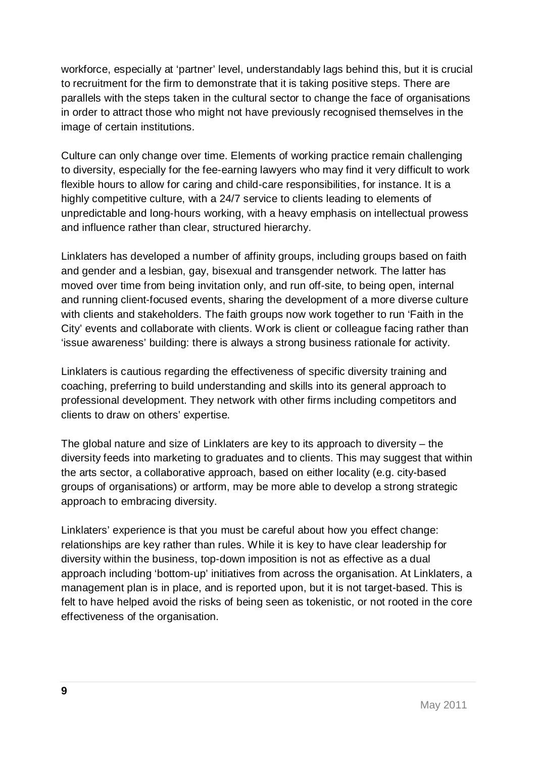workforce, especially at 'partner' level, understandably lags behind this, but it is crucial to recruitment for the firm to demonstrate that it is taking positive steps. There are parallels with the steps taken in the cultural sector to change the face of organisations in order to attract those who might not have previously recognised themselves in the image of certain institutions.

Culture can only change over time. Elements of working practice remain challenging to diversity, especially for the fee-earning lawyers who may find it very difficult to work flexible hours to allow for caring and child-care responsibilities, for instance. It is a highly competitive culture, with a 24/7 service to clients leading to elements of unpredictable and long-hours working, with a heavy emphasis on intellectual prowess and influence rather than clear, structured hierarchy.

Linklaters has developed a number of affinity groups, including groups based on faith and gender and a lesbian, gay, bisexual and transgender network. The latter has moved over time from being invitation only, and run off-site, to being open, internal and running client-focused events, sharing the development of a more diverse culture with clients and stakeholders. The faith groups now work together to run 'Faith in the City' events and collaborate with clients. Work is client or colleague facing rather than 'issue awareness' building: there is always a strong business rationale for activity.

Linklaters is cautious regarding the effectiveness of specific diversity training and coaching, preferring to build understanding and skills into its general approach to professional development. They network with other firms including competitors and clients to draw on others' expertise.

The global nature and size of Linklaters are key to its approach to diversity – the diversity feeds into marketing to graduates and to clients. This may suggest that within the arts sector, a collaborative approach, based on either locality (e.g. city-based groups of organisations) or artform, may be more able to develop a strong strategic approach to embracing diversity.

Linklaters' experience is that you must be careful about how you effect change: relationships are key rather than rules. While it is key to have clear leadership for diversity within the business, top-down imposition is not as effective as a dual approach including 'bottom-up' initiatives from across the organisation. At Linklaters, a management plan is in place, and is reported upon, but it is not target-based. This is felt to have helped avoid the risks of being seen as tokenistic, or not rooted in the core effectiveness of the organisation.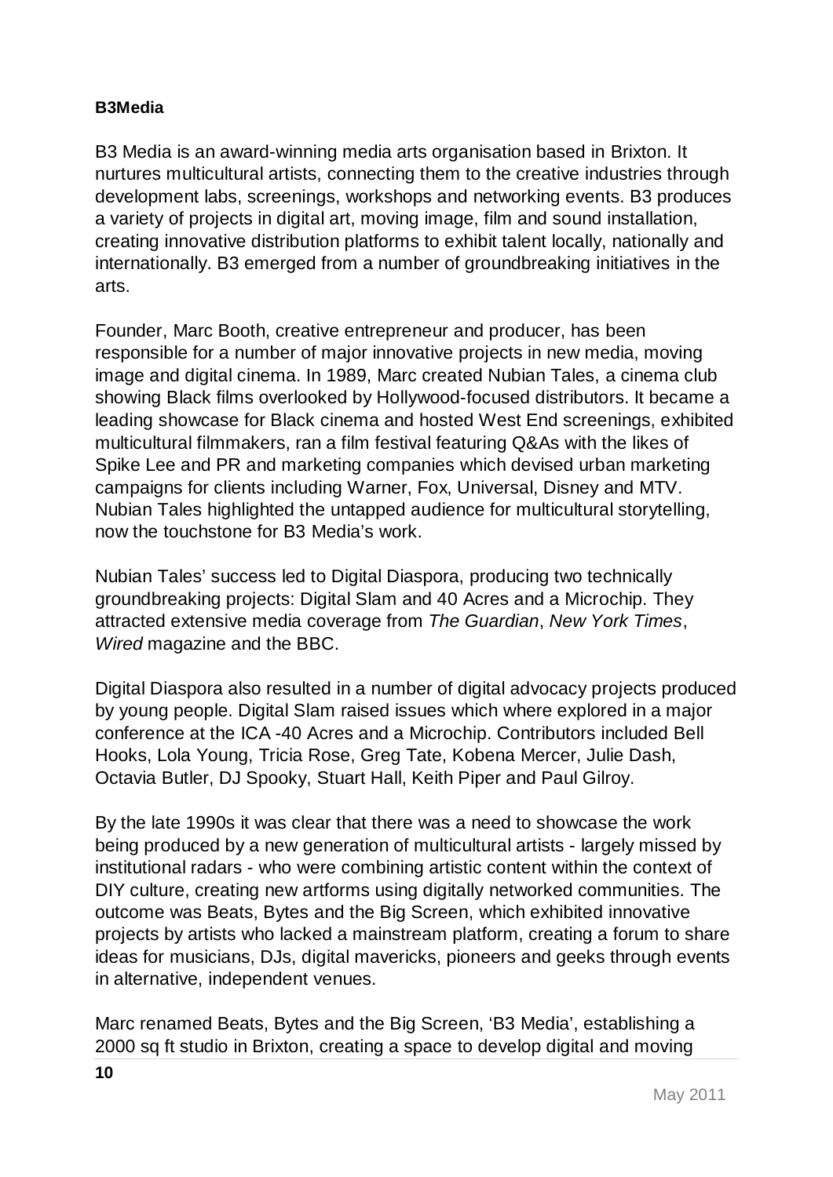**B3Media**

B3 Media is an award-winning media arts organisation based in Brixton. It nurtures multicultural artists, connecting them to the creative industries through development labs, screenings, workshops and networking events. B3 produces a variety of projects in digital art, moving image, film and sound installation, creating innovative distribution platforms to exhibit talent locally, nationally and internationally. B3 emerged from a number of groundbreaking initiatives in the arts.

Founder, Marc Booth, creative entrepreneur and producer, has been responsible for a number of major innovative projects in new media, moving image and digital cinema. In 1989, Marc created Nubian Tales, a cinema club showing Black films overlooked by Hollywood-focused distributors. It became a leading showcase for Black cinema and hosted West End screenings, exhibited multicultural filmmakers, ran a film festival featuring Q&As with the likes of Spike Lee and PR and marketing companies which devised urban marketing campaigns for clients including Warner, Fox, Universal, Disney and MTV. Nubian Tales highlighted the untapped audience for multicultural storytelling, now the touchstone for B3 Media's work.

Nubian Tales' success led to Digital Diaspora, producing two technically groundbreaking projects: Digital Slam and 40 Acres and a Microchip. They attracted extensive media coverage from *The Guardian*, *New York Times*, *Wired* magazine and the BBC.

Digital Diaspora also resulted in a number of digital advocacy projects produced by young people. Digital Slam raised issues which where explored in a major conference at the ICA -40 Acres and a Microchip. Contributors included Bell Hooks, Lola Young, Tricia Rose, Greg Tate, Kobena Mercer, Julie Dash, Octavia Butler, DJ Spooky, Stuart Hall, Keith Piper and Paul Gilroy.

By the late 1990s it was clear that there was a need to showcase the work being produced by a new generation of multicultural artists - largely missed by institutional radars - who were combining artistic content within the context of DIY culture, creating new artforms using digitally networked communities. The outcome was Beats, Bytes and the Big Screen, which exhibited innovative projects by artists who lacked a mainstream platform, creating a forum to share ideas for musicians, DJs, digital mavericks, pioneers and geeks through events in alternative, independent venues.

Marc renamed Beats, Bytes and the Big Screen, 'B3 Media', establishing a 2000 sq ft studio in Brixton, creating a space to develop digital and moving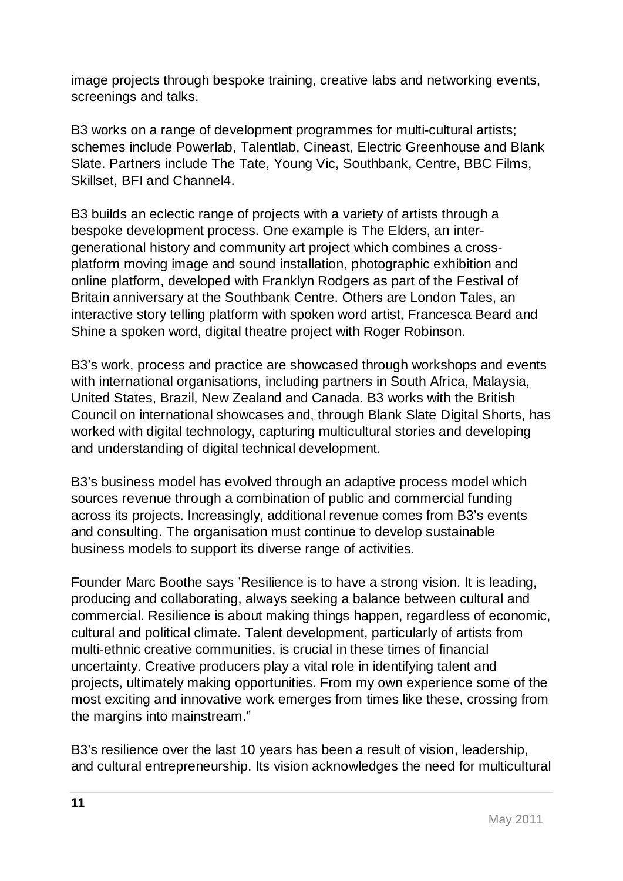image projects through bespoke training, creative labs and networking events, screenings and talks.

B3 works on a range of development programmes for multi-cultural artists; schemes include Powerlab, Talentlab, Cineast, Electric Greenhouse and Blank Slate. Partners include The Tate, Young Vic, Southbank, Centre, BBC Films, Skillset, BFI and Channel4.

B3 builds an eclectic range of projects with a variety of artists through a bespoke development process. One example is The Elders, an inter-generational history and community art project which combines a cross-platform moving image and sound installation, photographic exhibition and online platform, developed with Franklyn Rodgers as part of the Festival of Britain anniversary at the Southbank Centre. Others are London Tales, an interactive story telling platform with spoken word artist, Francesca Beard and Shine a spoken word, digital theatre project with Roger Robinson.

B3's work, process and practice are showcased through workshops and events with international organisations, including partners in South Africa, Malaysia, United States, Brazil, New Zealand and Canada. B3 works with the British Council on international showcases and, through Blank Slate Digital Shorts, has worked with digital technology, capturing multicultural stories and developing and understanding of digital technical development.

B3's business model has evolved through an adaptive process model which sources revenue through a combination of public and commercial funding across its projects. Increasingly, additional revenue comes from B3's events and consulting. The organisation must continue to develop sustainable business models to support its diverse range of activities.

Founder Marc Boothe says 'Resilience is to have a strong vision. It is leading, producing and collaborating, always seeking a balance between cultural and commercial. Resilience is about making things happen, regardless of economic, cultural and political climate. Talent development, particularly of artists from multi-ethnic creative communities, is crucial in these times of financial uncertainty. Creative producers play a vital role in identifying talent and projects, ultimately making opportunities. From my own experience some of the most exciting and innovative work emerges from times like these, crossing from the margins into mainstream."

B3's resilience over the last 10 years has been a result of vision, leadership, and cultural entrepreneurship. Its vision acknowledges the need for multicultural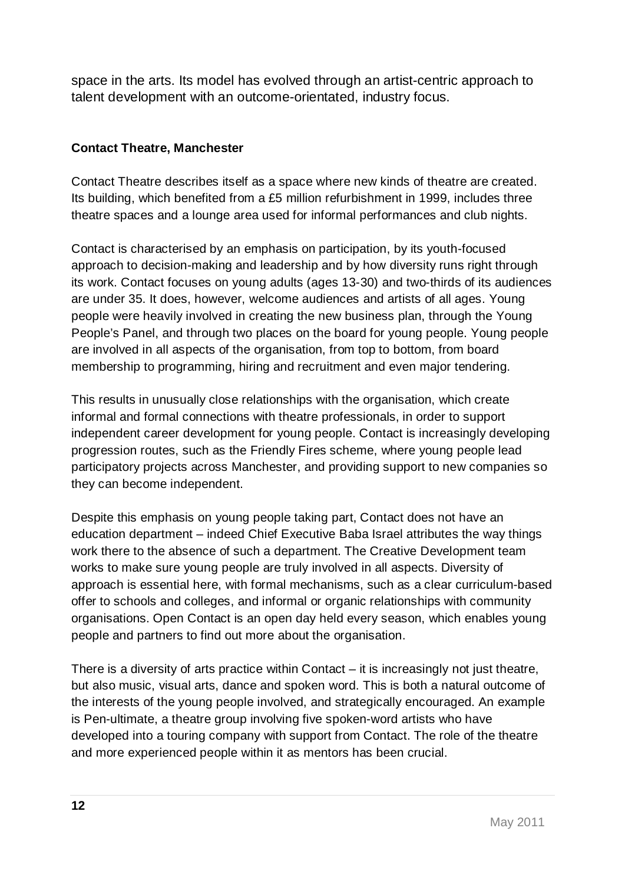space in the arts. Its model has evolved through an artist-centric approach to talent development with an outcome-orientated, industry focus.

**Contact Theatre, Manchester**

Contact Theatre describes itself as a space where new kinds of theatre are created. Its building, which benefited from a £5 million refurbishment in 1999, includes three theatre spaces and a lounge area used for informal performances and club nights.

Contact is characterised by an emphasis on participation, by its youth-focused approach to decision-making and leadership and by how diversity runs right through its work. Contact focuses on young adults (ages 13-30) and two-thirds of its audiences are under 35. It does, however, welcome audiences and artists of all ages. Young people were heavily involved in creating the new business plan, through the Young People's Panel, and through two places on the board for young people. Young people are involved in all aspects of the organisation, from top to bottom, from board membership to programming, hiring and recruitment and even major tendering.

This results in unusually close relationships with the organisation, which create informal and formal connections with theatre professionals, in order to support independent career development for young people. Contact is increasingly developing progression routes, such as the Friendly Fires scheme, where young people lead participatory projects across Manchester, and providing support to new companies so they can become independent.

Despite this emphasis on young people taking part, Contact does not have an education department – indeed Chief Executive Baba Israel attributes the way things work there to the absence of such a department. The Creative Development team works to make sure young people are truly involved in all aspects. Diversity of approach is essential here, with formal mechanisms, such as a clear curriculum-based offer to schools and colleges, and informal or organic relationships with community organisations. Open Contact is an open day held every season, which enables young people and partners to find out more about the organisation.

There is a diversity of arts practice within Contact – it is increasingly not just theatre, but also music, visual arts, dance and spoken word. This is both a natural outcome of the interests of the young people involved, and strategically encouraged. An example is Pen-ultimate, a theatre group involving five spoken-word artists who have developed into a touring company with support from Contact. The role of the theatre and more experienced people within it as mentors has been crucial.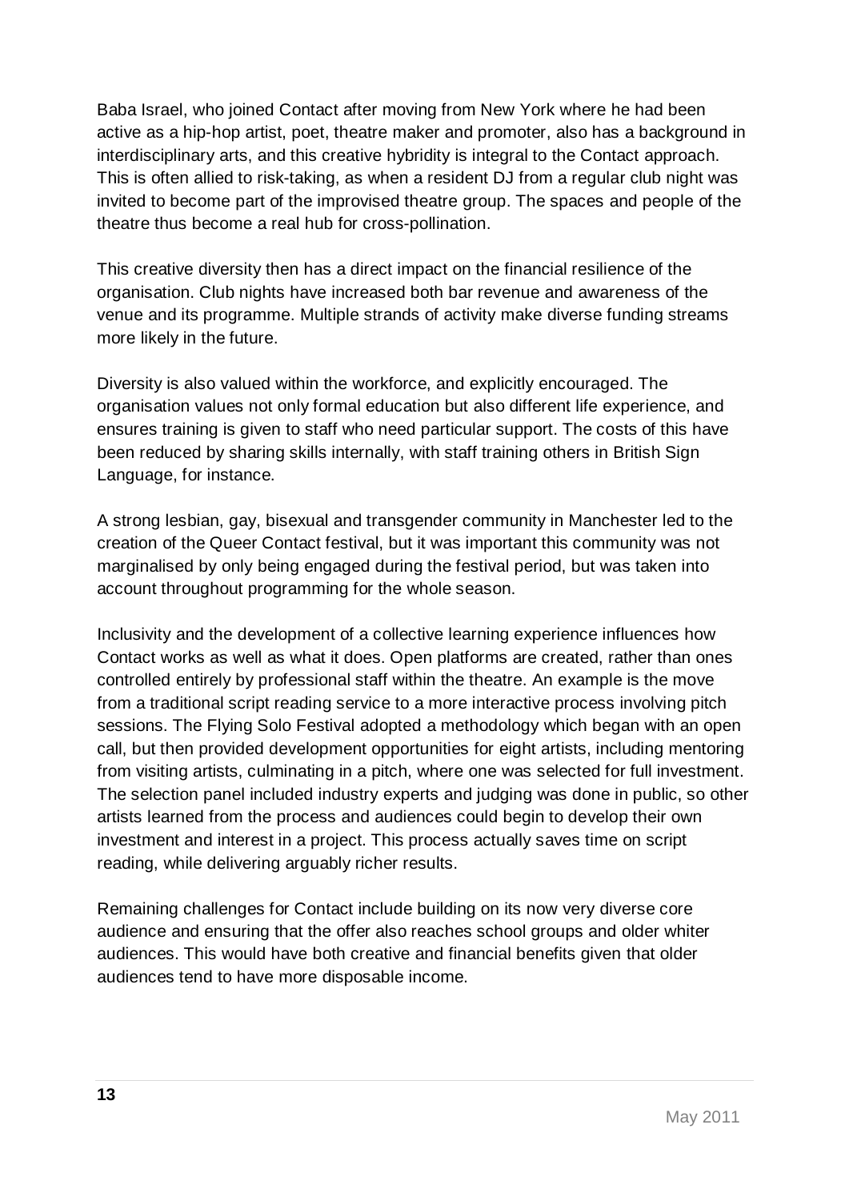Baba Israel, who joined Contact after moving from New York where he had been active as a hip-hop artist, poet, theatre maker and promoter, also has a background in interdisciplinary arts, and this creative hybridity is integral to the Contact approach. This is often allied to risk-taking, as when a resident DJ from a regular club night was invited to become part of the improvised theatre group. The spaces and people of the theatre thus become a real hub for cross-pollination.

This creative diversity then has a direct impact on the financial resilience of the organisation. Club nights have increased both bar revenue and awareness of the venue and its programme. Multiple strands of activity make diverse funding streams more likely in the future.

Diversity is also valued within the workforce, and explicitly encouraged. The organisation values not only formal education but also different life experience, and ensures training is given to staff who need particular support. The costs of this have been reduced by sharing skills internally, with staff training others in British Sign Language, for instance.

A strong lesbian, gay, bisexual and transgender community in Manchester led to the creation of the Queer Contact festival, but it was important this community was not marginalised by only being engaged during the festival period, but was taken into account throughout programming for the whole season.

Inclusivity and the development of a collective learning experience influences how Contact works as well as what it does. Open platforms are created, rather than ones controlled entirely by professional staff within the theatre. An example is the move from a traditional script reading service to a more interactive process involving pitch sessions. The Flying Solo Festival adopted a methodology which began with an open call, but then provided development opportunities for eight artists, including mentoring from visiting artists, culminating in a pitch, where one was selected for full investment. The selection panel included industry experts and judging was done in public, so other artists learned from the process and audiences could begin to develop their own investment and interest in a project. This process actually saves time on script reading, while delivering arguably richer results.

Remaining challenges for Contact include building on its now very diverse core audience and ensuring that the offer also reaches school groups and older whiter audiences. This would have both creative and financial benefits given that older audiences tend to have more disposable income.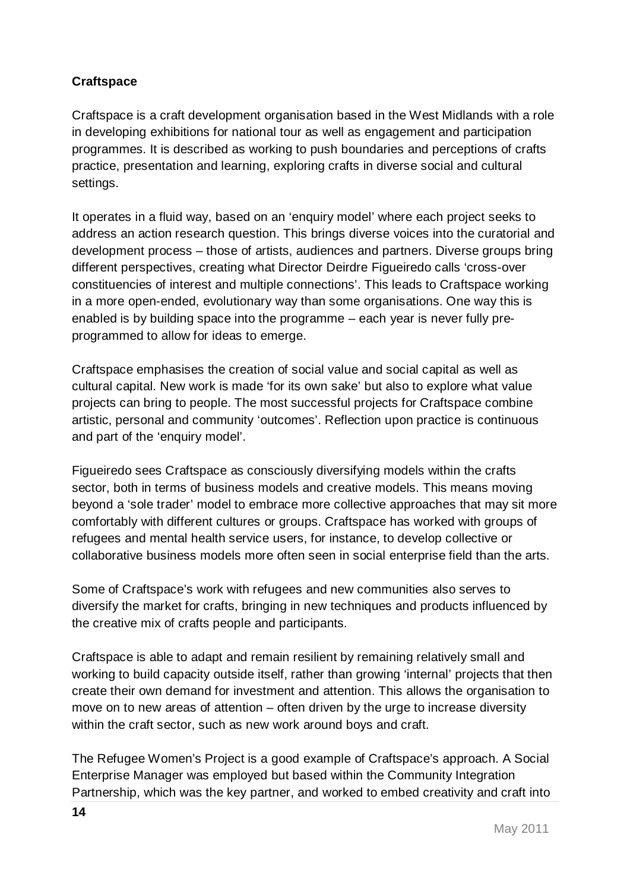**Craftspace**

Craftspace is a craft development organisation based in the West Midlands with a role in developing exhibitions for national tour as well as engagement and participation programmes. It is described as working to push boundaries and perceptions of crafts practice, presentation and learning, exploring crafts in diverse social and cultural settings.

It operates in a fluid way, based on an 'enquiry model' where each project seeks to address an action research question. This brings diverse voices into the curatorial and development process – those of artists, audiences and partners. Diverse groups bring different perspectives, creating what Director Deirdre Figueiredo calls 'cross-over constituencies of interest and multiple connections'. This leads to Craftspace working in a more open-ended, evolutionary way than some organisations. One way this is enabled is by building space into the programme – each year is never fully pre-programmed to allow for ideas to emerge.

Craftspace emphasises the creation of social value and social capital as well as cultural capital. New work is made 'for its own sake' but also to explore what value projects can bring to people. The most successful projects for Craftspace combine artistic, personal and community 'outcomes'. Reflection upon practice is continuous and part of the 'enquiry model'.

Figueiredo sees Craftspace as consciously diversifying models within the crafts sector, both in terms of business models and creative models. This means moving beyond a 'sole trader' model to embrace more collective approaches that may sit more comfortably with different cultures or groups. Craftspace has worked with groups of refugees and mental health service users, for instance, to develop collective or collaborative business models more often seen in social enterprise field than the arts.

Some of Craftspace's work with refugees and new communities also serves to diversify the market for crafts, bringing in new techniques and products influenced by the creative mix of crafts people and participants.

Craftspace is able to adapt and remain resilient by remaining relatively small and working to build capacity outside itself, rather than growing 'internal' projects that then create their own demand for investment and attention. This allows the organisation to move on to new areas of attention – often driven by the urge to increase diversity within the craft sector, such as new work around boys and craft.

The Refugee Women's Project is a good example of Craftspace's approach. A Social Enterprise Manager was employed but based within the Community Integration Partnership, which was the key partner, and worked to embed creativity and craft into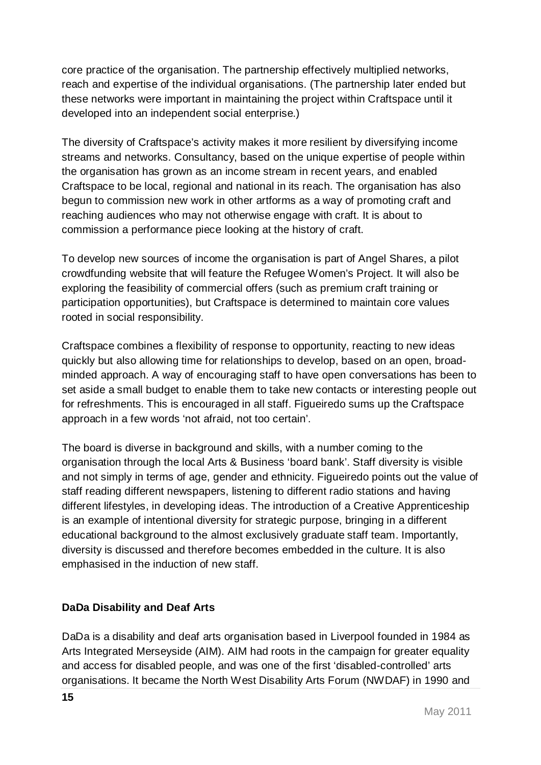core practice of the organisation. The partnership effectively multiplied networks, reach and expertise of the individual organisations. (The partnership later ended but these networks were important in maintaining the project within Craftspace until it developed into an independent social enterprise.)

The diversity of Craftspace's activity makes it more resilient by diversifying income streams and networks. Consultancy, based on the unique expertise of people within the organisation has grown as an income stream in recent years, and enabled Craftspace to be local, regional and national in its reach. The organisation has also begun to commission new work in other artforms as a way of promoting craft and reaching audiences who may not otherwise engage with craft. It is about to commission a performance piece looking at the history of craft.

To develop new sources of income the organisation is part of Angel Shares, a pilot crowdfunding website that will feature the Refugee Women's Project. It will also be exploring the feasibility of commercial offers (such as premium craft training or participation opportunities), but Craftspace is determined to maintain core values rooted in social responsibility.

Craftspace combines a flexibility of response to opportunity, reacting to new ideas quickly but also allowing time for relationships to develop, based on an open, broad-minded approach. A way of encouraging staff to have open conversations has been to set aside a small budget to enable them to take new contacts or interesting people out for refreshments. This is encouraged in all staff. Figueiredo sums up the Craftspace approach in a few words 'not afraid, not too certain'.

The board is diverse in background and skills, with a number coming to the organisation through the local Arts & Business 'board bank'. Staff diversity is visible and not simply in terms of age, gender and ethnicity. Figueiredo points out the value of staff reading different newspapers, listening to different radio stations and having different lifestyles, in developing ideas. The introduction of a Creative Apprenticeship is an example of intentional diversity for strategic purpose, bringing in a different educational background to the almost exclusively graduate staff team. Importantly, diversity is discussed and therefore becomes embedded in the culture. It is also emphasised in the induction of new staff.

### DaDa Disability and Deaf Arts

DaDa is a disability and deaf arts organisation based in Liverpool founded in 1984 as Arts Integrated Merseyside (AIM). AIM had roots in the campaign for greater equality and access for disabled people, and was one of the first 'disabled-controlled' arts organisations. It became the North West Disability Arts Forum (NWDAF) in 1990 and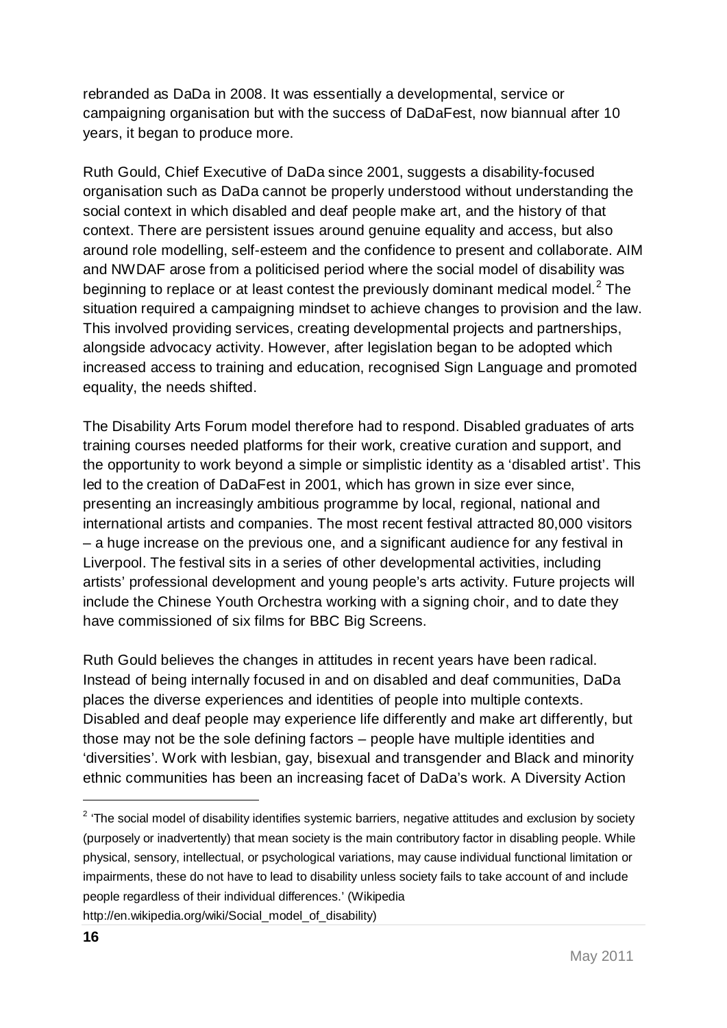rebranded as DaDa in 2008. It was essentially a developmental, service or campaigning organisation but with the success of DaDaFest, now biannual after 10 years, it began to produce more.

Ruth Gould, Chief Executive of DaDa since 2001, suggests a disability-focused organisation such as DaDa cannot be properly understood without understanding the social context in which disabled and deaf people make art, and the history of that context. There are persistent issues around genuine equality and access, but also around role modelling, self-esteem and the confidence to present and collaborate. AIM and NWDAF arose from a politicised period where the social model of disability was beginning to replace or at least contest the previously dominant medical model.[2] The situation required a campaigning mindset to achieve changes to provision and the law. This involved providing services, creating developmental projects and partnerships, alongside advocacy activity. However, after legislation began to be adopted which increased access to training and education, recognised Sign Language and promoted equality, the needs shifted.

The Disability Arts Forum model therefore had to respond. Disabled graduates of arts training courses needed platforms for their work, creative curation and support, and the opportunity to work beyond a simple or simplistic identity as a 'disabled artist'. This led to the creation of DaDaFest in 2001, which has grown in size ever since, presenting an increasingly ambitious programme by local, regional, national and international artists and companies. The most recent festival attracted 80,000 visitors – a huge increase on the previous one, and a significant audience for any festival in Liverpool. The festival sits in a series of other developmental activities, including artists' professional development and young people's arts activity. Future projects will include the Chinese Youth Orchestra working with a signing choir, and to date they have commissioned of six films for BBC Big Screens.

Ruth Gould believes the changes in attitudes in recent years have been radical. Instead of being internally focused in and on disabled and deaf communities, DaDa places the diverse experiences and identities of people into multiple contexts. Disabled and deaf people may experience life differently and make art differently, but those may not be the sole defining factors – people have multiple identities and 'diversities'. Work with lesbian, gay, bisexual and transgender and Black and minority ethnic communities has been an increasing facet of DaDa's work. A Diversity Action

---

[2] 'The social model of disability identifies systemic barriers, negative attitudes and exclusion by society (purposely or inadvertently) that mean society is the main contributory factor in disabling people. While physical, sensory, intellectual, or psychological variations, may cause individual functional limitation or impairments, these do not have to lead to disability unless society fails to take account of and include people regardless of their individual differences.' (Wikipedia http://en.wikipedia.org/wiki/Social_model_of_disability)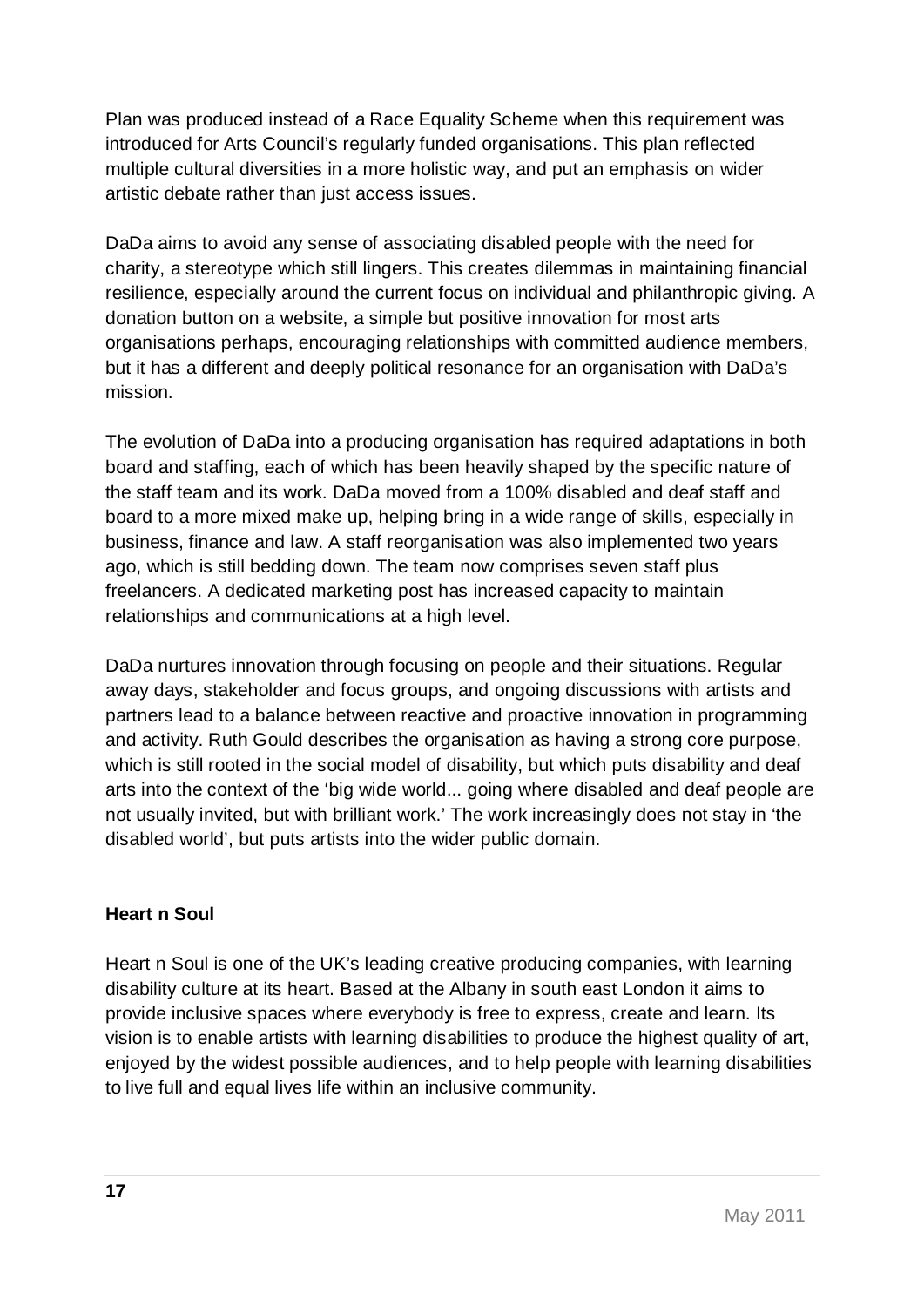Plan was produced instead of a Race Equality Scheme when this requirement was introduced for Arts Council's regularly funded organisations. This plan reflected multiple cultural diversities in a more holistic way, and put an emphasis on wider artistic debate rather than just access issues.

DaDa aims to avoid any sense of associating disabled people with the need for charity, a stereotype which still lingers. This creates dilemmas in maintaining financial resilience, especially around the current focus on individual and philanthropic giving. A donation button on a website, a simple but positive innovation for most arts organisations perhaps, encouraging relationships with committed audience members, but it has a different and deeply political resonance for an organisation with DaDa's mission.

The evolution of DaDa into a producing organisation has required adaptations in both board and staffing, each of which has been heavily shaped by the specific nature of the staff team and its work. DaDa moved from a 100% disabled and deaf staff and board to a more mixed make up, helping bring in a wide range of skills, especially in business, finance and law. A staff reorganisation was also implemented two years ago, which is still bedding down. The team now comprises seven staff plus freelancers. A dedicated marketing post has increased capacity to maintain relationships and communications at a high level.

DaDa nurtures innovation through focusing on people and their situations. Regular away days, stakeholder and focus groups, and ongoing discussions with artists and partners lead to a balance between reactive and proactive innovation in programming and activity. Ruth Gould describes the organisation as having a strong core purpose, which is still rooted in the social model of disability, but which puts disability and deaf arts into the context of the 'big wide world... going where disabled and deaf people are not usually invited, but with brilliant work.' The work increasingly does not stay in 'the disabled world', but puts artists into the wider public domain.

**Heart n Soul**

Heart n Soul is one of the UK's leading creative producing companies, with learning disability culture at its heart. Based at the Albany in south east London it aims to provide inclusive spaces where everybody is free to express, create and learn. Its vision is to enable artists with learning disabilities to produce the highest quality of art, enjoyed by the widest possible audiences, and to help people with learning disabilities to live full and equal lives life within an inclusive community.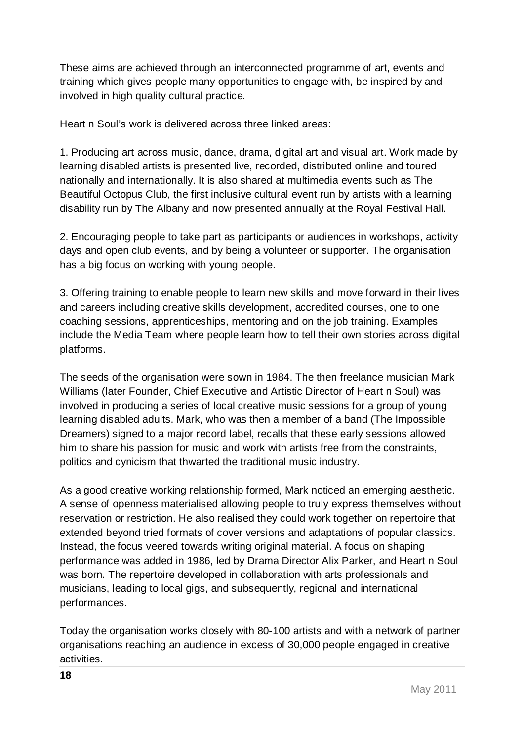These aims are achieved through an interconnected programme of art, events and training which gives people many opportunities to engage with, be inspired by and involved in high quality cultural practice.

Heart n Soul's work is delivered across three linked areas:

1. Producing art across music, dance, drama, digital art and visual art. Work made by learning disabled artists is presented live, recorded, distributed online and toured nationally and internationally. It is also shared at multimedia events such as The Beautiful Octopus Club, the first inclusive cultural event run by artists with a learning disability run by The Albany and now presented annually at the Royal Festival Hall.

2. Encouraging people to take part as participants or audiences in workshops, activity days and open club events, and by being a volunteer or supporter. The organisation has a big focus on working with young people.

3. Offering training to enable people to learn new skills and move forward in their lives and careers including creative skills development, accredited courses, one to one coaching sessions, apprenticeships, mentoring and on the job training. Examples include the Media Team where people learn how to tell their own stories across digital platforms.

The seeds of the organisation were sown in 1984. The then freelance musician Mark Williams (later Founder, Chief Executive and Artistic Director of Heart n Soul) was involved in producing a series of local creative music sessions for a group of young learning disabled adults. Mark, who was then a member of a band (The Impossible Dreamers) signed to a major record label, recalls that these early sessions allowed him to share his passion for music and work with artists free from the constraints, politics and cynicism that thwarted the traditional music industry.

As a good creative working relationship formed, Mark noticed an emerging aesthetic. A sense of openness materialised allowing people to truly express themselves without reservation or restriction. He also realised they could work together on repertoire that extended beyond tried formats of cover versions and adaptations of popular classics. Instead, the focus veered towards writing original material. A focus on shaping performance was added in 1986, led by Drama Director Alix Parker, and Heart n Soul was born. The repertoire developed in collaboration with arts professionals and musicians, leading to local gigs, and subsequently, regional and international performances.

Today the organisation works closely with 80-100 artists and with a network of partner organisations reaching an audience in excess of 30,000 people engaged in creative activities.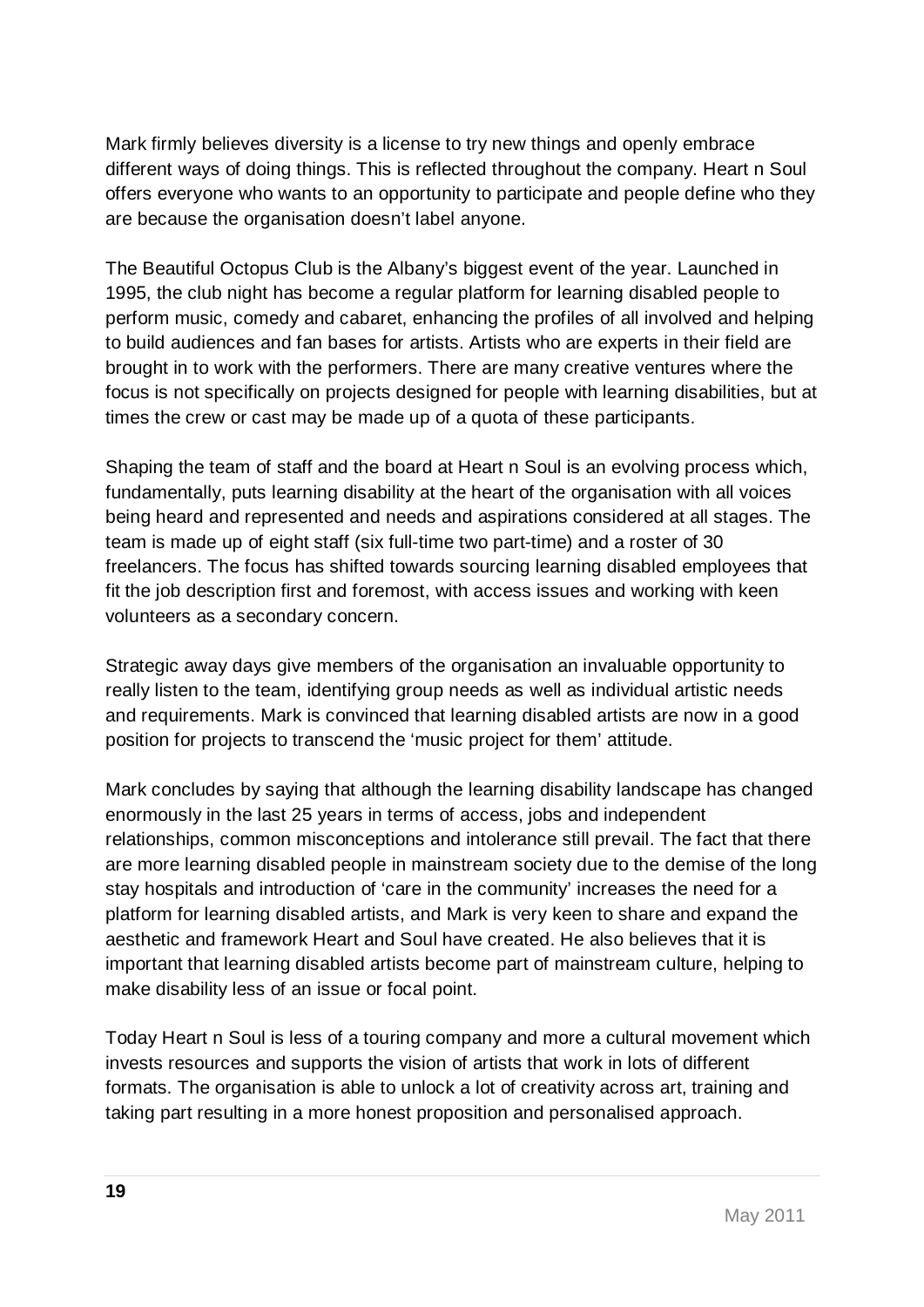Mark firmly believes diversity is a license to try new things and openly embrace different ways of doing things. This is reflected throughout the company. Heart n Soul offers everyone who wants to an opportunity to participate and people define who they are because the organisation doesn't label anyone.

The Beautiful Octopus Club is the Albany's biggest event of the year. Launched in 1995, the club night has become a regular platform for learning disabled people to perform music, comedy and cabaret, enhancing the profiles of all involved and helping to build audiences and fan bases for artists. Artists who are experts in their field are brought in to work with the performers. There are many creative ventures where the focus is not specifically on projects designed for people with learning disabilities, but at times the crew or cast may be made up of a quota of these participants.

Shaping the team of staff and the board at Heart n Soul is an evolving process which, fundamentally, puts learning disability at the heart of the organisation with all voices being heard and represented and needs and aspirations considered at all stages. The team is made up of eight staff (six full-time two part-time) and a roster of 30 freelancers. The focus has shifted towards sourcing learning disabled employees that fit the job description first and foremost, with access issues and working with keen volunteers as a secondary concern.

Strategic away days give members of the organisation an invaluable opportunity to really listen to the team, identifying group needs as well as individual artistic needs and requirements. Mark is convinced that learning disabled artists are now in a good position for projects to transcend the 'music project for them' attitude.

Mark concludes by saying that although the learning disability landscape has changed enormously in the last 25 years in terms of access, jobs and independent relationships, common misconceptions and intolerance still prevail. The fact that there are more learning disabled people in mainstream society due to the demise of the long stay hospitals and introduction of 'care in the community' increases the need for a platform for learning disabled artists, and Mark is very keen to share and expand the aesthetic and framework Heart and Soul have created. He also believes that it is important that learning disabled artists become part of mainstream culture, helping to make disability less of an issue or focal point.

Today Heart n Soul is less of a touring company and more a cultural movement which invests resources and supports the vision of artists that work in lots of different formats. The organisation is able to unlock a lot of creativity across art, training and taking part resulting in a more honest proposition and personalised approach.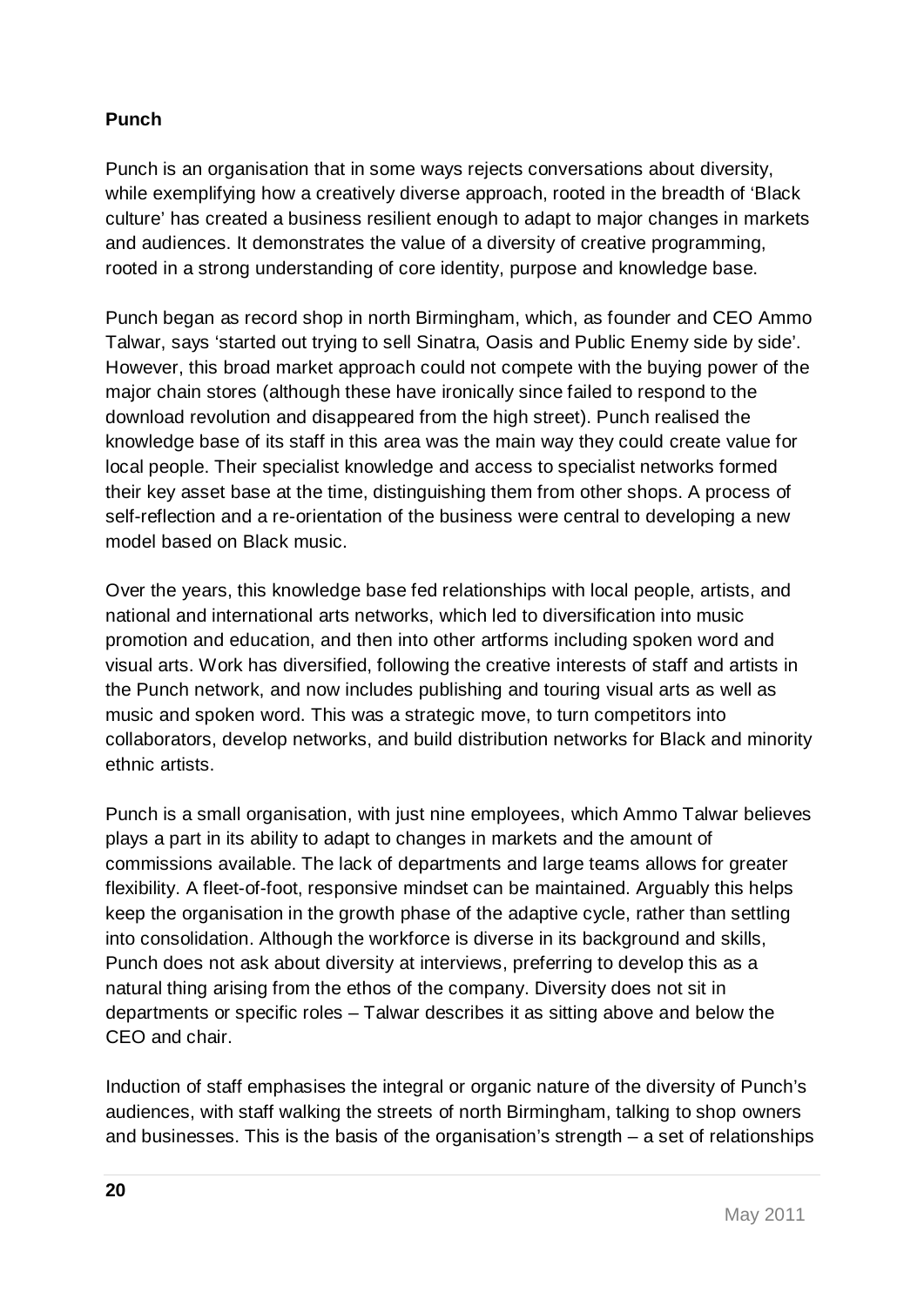**Punch**

Punch is an organisation that in some ways rejects conversations about diversity, while exemplifying how a creatively diverse approach, rooted in the breadth of 'Black culture' has created a business resilient enough to adapt to major changes in markets and audiences. It demonstrates the value of a diversity of creative programming, rooted in a strong understanding of core identity, purpose and knowledge base.

Punch began as record shop in north Birmingham, which, as founder and CEO Ammo Talwar, says 'started out trying to sell Sinatra, Oasis and Public Enemy side by side'. However, this broad market approach could not compete with the buying power of the major chain stores (although these have ironically since failed to respond to the download revolution and disappeared from the high street). Punch realised the knowledge base of its staff in this area was the main way they could create value for local people. Their specialist knowledge and access to specialist networks formed their key asset base at the time, distinguishing them from other shops. A process of self-reflection and a re-orientation of the business were central to developing a new model based on Black music.

Over the years, this knowledge base fed relationships with local people, artists, and national and international arts networks, which led to diversification into music promotion and education, and then into other artforms including spoken word and visual arts. Work has diversified, following the creative interests of staff and artists in the Punch network, and now includes publishing and touring visual arts as well as music and spoken word. This was a strategic move, to turn competitors into collaborators, develop networks, and build distribution networks for Black and minority ethnic artists.

Punch is a small organisation, with just nine employees, which Ammo Talwar believes plays a part in its ability to adapt to changes in markets and the amount of commissions available. The lack of departments and large teams allows for greater flexibility. A fleet-of-foot, responsive mindset can be maintained. Arguably this helps keep the organisation in the growth phase of the adaptive cycle, rather than settling into consolidation. Although the workforce is diverse in its background and skills, Punch does not ask about diversity at interviews, preferring to develop this as a natural thing arising from the ethos of the company. Diversity does not sit in departments or specific roles – Talwar describes it as sitting above and below the CEO and chair.

Induction of staff emphasises the integral or organic nature of the diversity of Punch's audiences, with staff walking the streets of north Birmingham, talking to shop owners and businesses. This is the basis of the organisation's strength – a set of relationships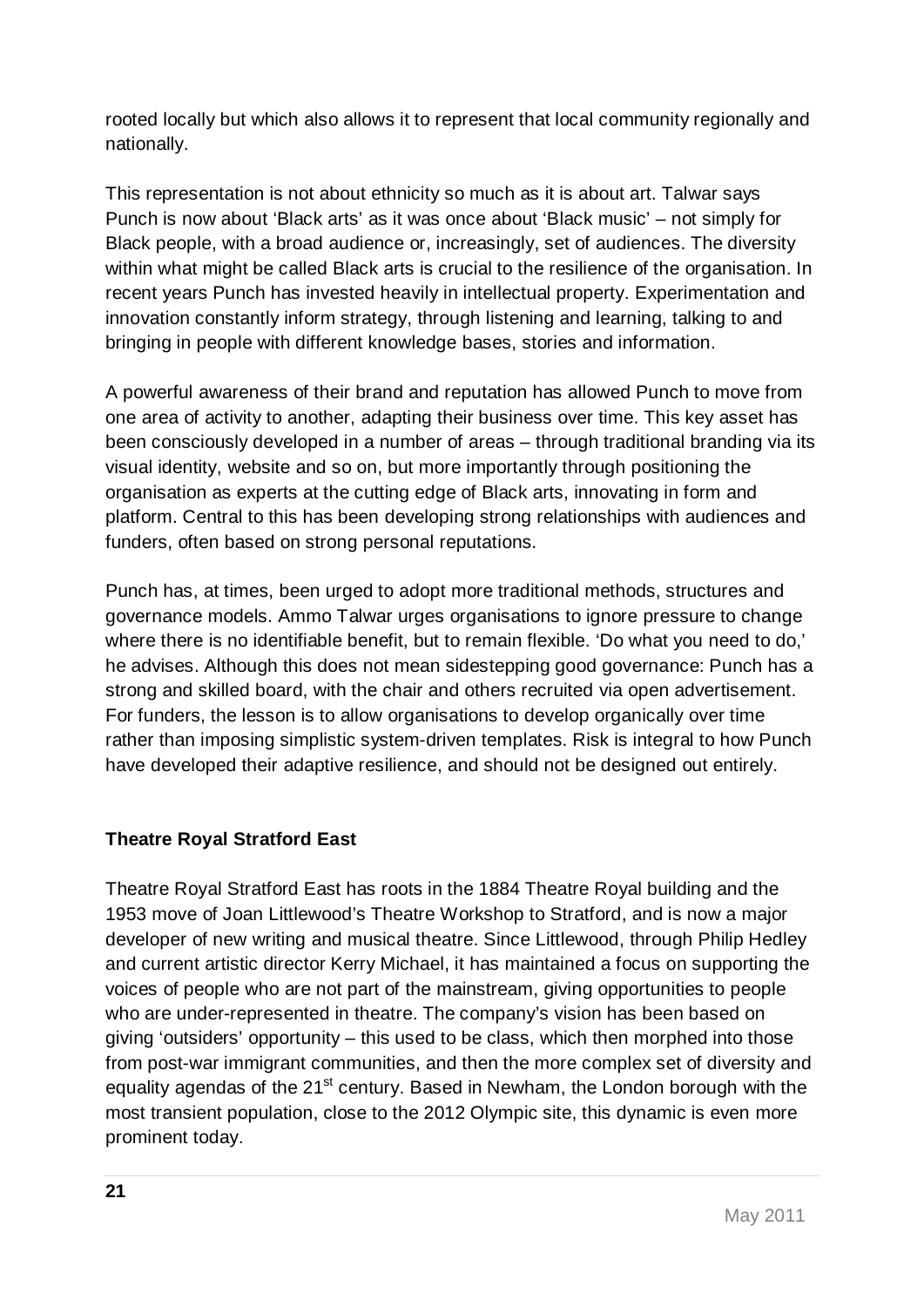rooted locally but which also allows it to represent that local community regionally and nationally.

This representation is not about ethnicity so much as it is about art. Talwar says Punch is now about 'Black arts' as it was once about 'Black music' – not simply for Black people, with a broad audience or, increasingly, set of audiences. The diversity within what might be called Black arts is crucial to the resilience of the organisation. In recent years Punch has invested heavily in intellectual property. Experimentation and innovation constantly inform strategy, through listening and learning, talking to and bringing in people with different knowledge bases, stories and information.

A powerful awareness of their brand and reputation has allowed Punch to move from one area of activity to another, adapting their business over time. This key asset has been consciously developed in a number of areas – through traditional branding via its visual identity, website and so on, but more importantly through positioning the organisation as experts at the cutting edge of Black arts, innovating in form and platform. Central to this has been developing strong relationships with audiences and funders, often based on strong personal reputations.

Punch has, at times, been urged to adopt more traditional methods, structures and governance models. Ammo Talwar urges organisations to ignore pressure to change where there is no identifiable benefit, but to remain flexible. 'Do what you need to do,' he advises. Although this does not mean sidestepping good governance: Punch has a strong and skilled board, with the chair and others recruited via open advertisement. For funders, the lesson is to allow organisations to develop organically over time rather than imposing simplistic system-driven templates. Risk is integral to how Punch have developed their adaptive resilience, and should not be designed out entirely.

### Theatre Royal Stratford East

Theatre Royal Stratford East has roots in the 1884 Theatre Royal building and the 1953 move of Joan Littlewood's Theatre Workshop to Stratford, and is now a major developer of new writing and musical theatre. Since Littlewood, through Philip Hedley and current artistic director Kerry Michael, it has maintained a focus on supporting the voices of people who are not part of the mainstream, giving opportunities to people who are under-represented in theatre. The company's vision has been based on giving 'outsiders' opportunity – this used to be class, which then morphed into those from post-war immigrant communities, and then the more complex set of diversity and equality agendas of the 21st century. Based in Newham, the London borough with the most transient population, close to the 2012 Olympic site, this dynamic is even more prominent today.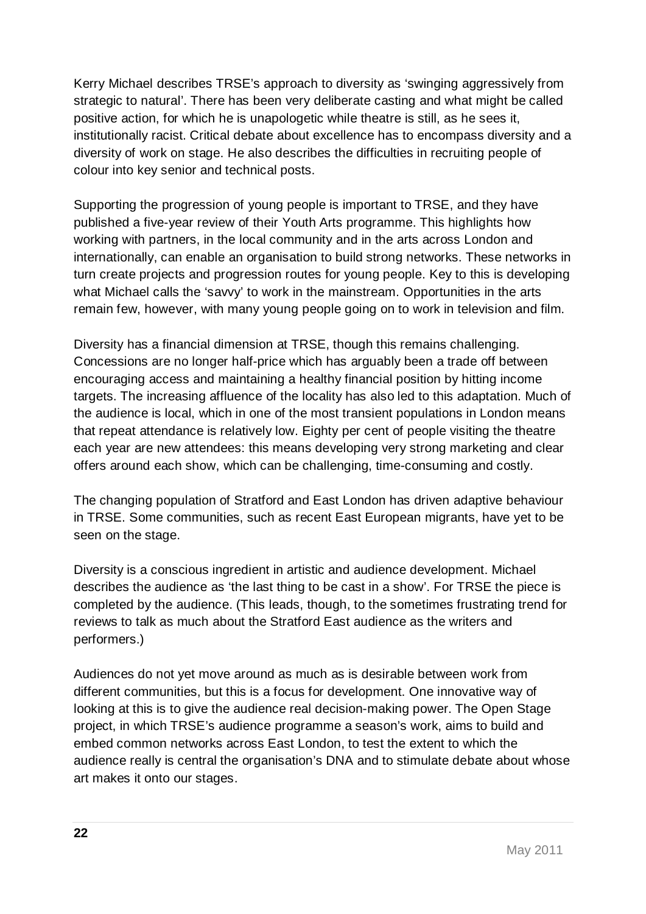Kerry Michael describes TRSE's approach to diversity as 'swinging aggressively from strategic to natural'. There has been very deliberate casting and what might be called positive action, for which he is unapologetic while theatre is still, as he sees it, institutionally racist. Critical debate about excellence has to encompass diversity and a diversity of work on stage. He also describes the difficulties in recruiting people of colour into key senior and technical posts.

Supporting the progression of young people is important to TRSE, and they have published a five-year review of their Youth Arts programme. This highlights how working with partners, in the local community and in the arts across London and internationally, can enable an organisation to build strong networks. These networks in turn create projects and progression routes for young people. Key to this is developing what Michael calls the 'savvy' to work in the mainstream. Opportunities in the arts remain few, however, with many young people going on to work in television and film.

Diversity has a financial dimension at TRSE, though this remains challenging. Concessions are no longer half-price which has arguably been a trade off between encouraging access and maintaining a healthy financial position by hitting income targets. The increasing affluence of the locality has also led to this adaptation. Much of the audience is local, which in one of the most transient populations in London means that repeat attendance is relatively low. Eighty per cent of people visiting the theatre each year are new attendees: this means developing very strong marketing and clear offers around each show, which can be challenging, time-consuming and costly.

The changing population of Stratford and East London has driven adaptive behaviour in TRSE. Some communities, such as recent East European migrants, have yet to be seen on the stage.

Diversity is a conscious ingredient in artistic and audience development. Michael describes the audience as 'the last thing to be cast in a show'. For TRSE the piece is completed by the audience. (This leads, though, to the sometimes frustrating trend for reviews to talk as much about the Stratford East audience as the writers and performers.)

Audiences do not yet move around as much as is desirable between work from different communities, but this is a focus for development. One innovative way of looking at this is to give the audience real decision-making power. The Open Stage project, in which TRSE's audience programme a season's work, aims to build and embed common networks across East London, to test the extent to which the audience really is central the organisation's DNA and to stimulate debate about whose art makes it onto our stages.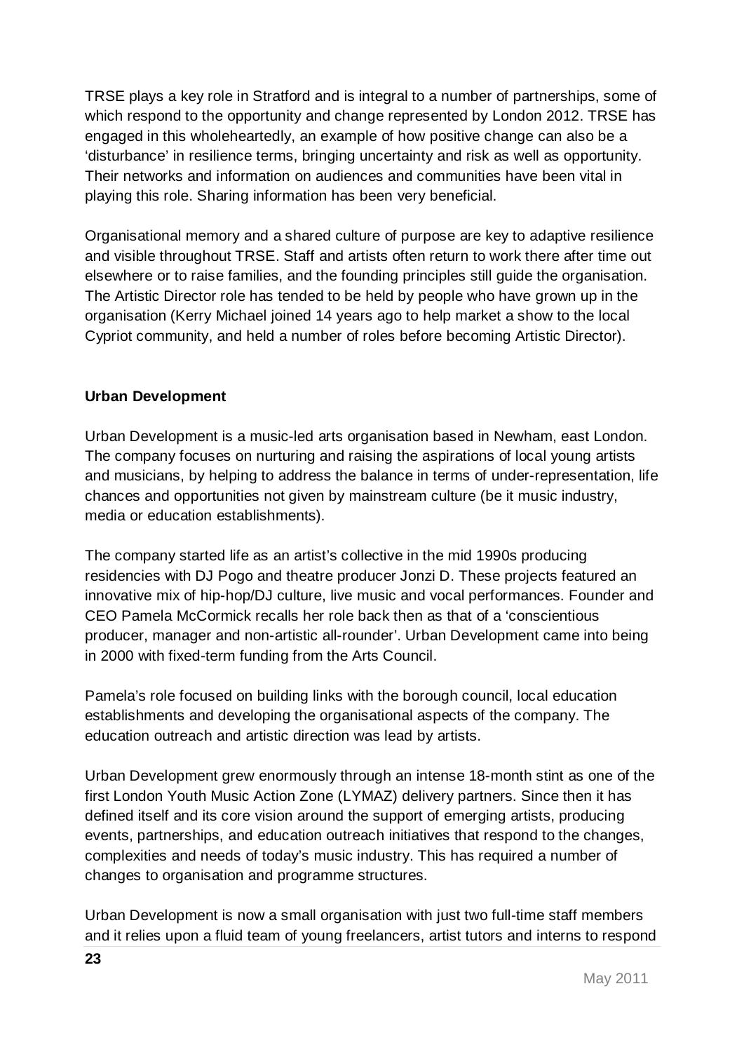TRSE plays a key role in Stratford and is integral to a number of partnerships, some of which respond to the opportunity and change represented by London 2012. TRSE has engaged in this wholeheartedly, an example of how positive change can also be a 'disturbance' in resilience terms, bringing uncertainty and risk as well as opportunity. Their networks and information on audiences and communities have been vital in playing this role. Sharing information has been very beneficial.

Organisational memory and a shared culture of purpose are key to adaptive resilience and visible throughout TRSE. Staff and artists often return to work there after time out elsewhere or to raise families, and the founding principles still guide the organisation. The Artistic Director role has tended to be held by people who have grown up in the organisation (Kerry Michael joined 14 years ago to help market a show to the local Cypriot community, and held a number of roles before becoming Artistic Director).

**Urban Development**

Urban Development is a music-led arts organisation based in Newham, east London. The company focuses on nurturing and raising the aspirations of local young artists and musicians, by helping to address the balance in terms of under-representation, life chances and opportunities not given by mainstream culture (be it music industry, media or education establishments).

The company started life as an artist's collective in the mid 1990s producing residencies with DJ Pogo and theatre producer Jonzi D. These projects featured an innovative mix of hip-hop/DJ culture, live music and vocal performances. Founder and CEO Pamela McCormick recalls her role back then as that of a 'conscientious producer, manager and non-artistic all-rounder'. Urban Development came into being in 2000 with fixed-term funding from the Arts Council.

Pamela's role focused on building links with the borough council, local education establishments and developing the organisational aspects of the company. The education outreach and artistic direction was lead by artists.

Urban Development grew enormously through an intense 18-month stint as one of the first London Youth Music Action Zone (LYMAZ) delivery partners. Since then it has defined itself and its core vision around the support of emerging artists, producing events, partnerships, and education outreach initiatives that respond to the changes, complexities and needs of today's music industry. This has required a number of changes to organisation and programme structures.

Urban Development is now a small organisation with just two full-time staff members and it relies upon a fluid team of young freelancers, artist tutors and interns to respond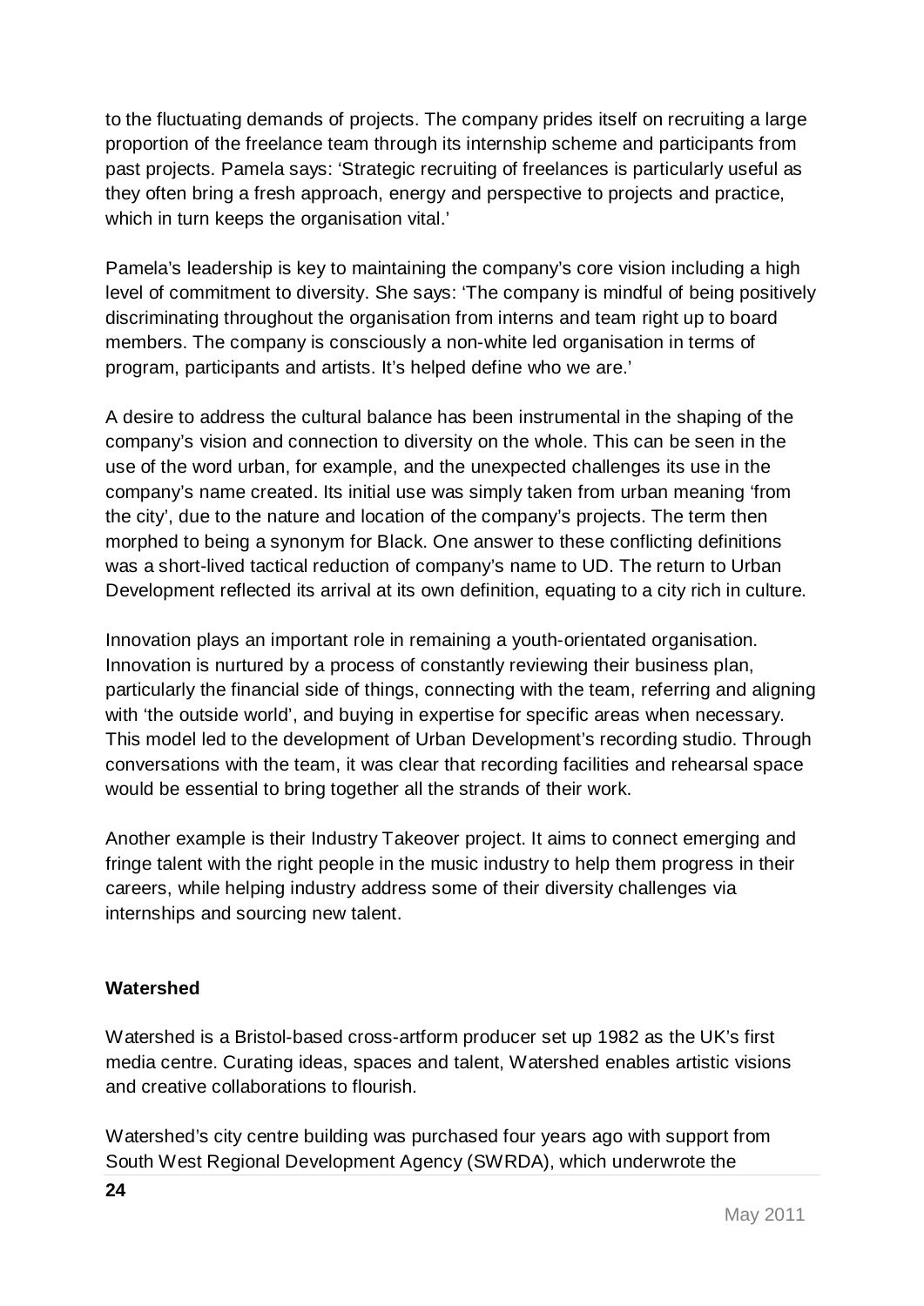to the fluctuating demands of projects. The company prides itself on recruiting a large proportion of the freelance team through its internship scheme and participants from past projects. Pamela says: 'Strategic recruiting of freelances is particularly useful as they often bring a fresh approach, energy and perspective to projects and practice, which in turn keeps the organisation vital.'

Pamela's leadership is key to maintaining the company's core vision including a high level of commitment to diversity. She says: 'The company is mindful of being positively discriminating throughout the organisation from interns and team right up to board members. The company is consciously a non-white led organisation in terms of program, participants and artists. It's helped define who we are.'

A desire to address the cultural balance has been instrumental in the shaping of the company's vision and connection to diversity on the whole. This can be seen in the use of the word urban, for example, and the unexpected challenges its use in the company's name created. Its initial use was simply taken from urban meaning 'from the city', due to the nature and location of the company's projects. The term then morphed to being a synonym for Black. One answer to these conflicting definitions was a short-lived tactical reduction of company's name to UD. The return to Urban Development reflected its arrival at its own definition, equating to a city rich in culture.

Innovation plays an important role in remaining a youth-orientated organisation. Innovation is nurtured by a process of constantly reviewing their business plan, particularly the financial side of things, connecting with the team, referring and aligning with 'the outside world', and buying in expertise for specific areas when necessary. This model led to the development of Urban Development's recording studio. Through conversations with the team, it was clear that recording facilities and rehearsal space would be essential to bring together all the strands of their work.

Another example is their Industry Takeover project. It aims to connect emerging and fringe talent with the right people in the music industry to help them progress in their careers, while helping industry address some of their diversity challenges via internships and sourcing new talent.

**Watershed**

Watershed is a Bristol-based cross-artform producer set up 1982 as the UK's first media centre. Curating ideas, spaces and talent, Watershed enables artistic visions and creative collaborations to flourish.

Watershed's city centre building was purchased four years ago with support from South West Regional Development Agency (SWRDA), which underwrote the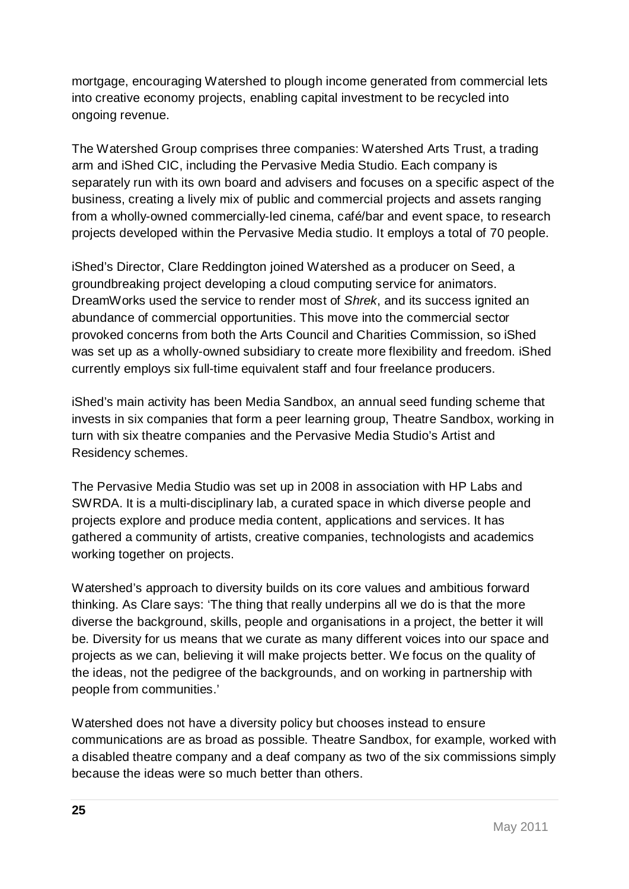mortgage, encouraging Watershed to plough income generated from commercial lets into creative economy projects, enabling capital investment to be recycled into ongoing revenue.

The Watershed Group comprises three companies: Watershed Arts Trust, a trading arm and iShed CIC, including the Pervasive Media Studio. Each company is separately run with its own board and advisers and focuses on a specific aspect of the business, creating a lively mix of public and commercial projects and assets ranging from a wholly-owned commercially-led cinema, café/bar and event space, to research projects developed within the Pervasive Media studio. It employs a total of 70 people.

iShed's Director, Clare Reddington joined Watershed as a producer on Seed, a groundbreaking project developing a cloud computing service for animators. DreamWorks used the service to render most of *Shrek*, and its success ignited an abundance of commercial opportunities. This move into the commercial sector provoked concerns from both the Arts Council and Charities Commission, so iShed was set up as a wholly-owned subsidiary to create more flexibility and freedom. iShed currently employs six full-time equivalent staff and four freelance producers.

iShed's main activity has been Media Sandbox, an annual seed funding scheme that invests in six companies that form a peer learning group, Theatre Sandbox, working in turn with six theatre companies and the Pervasive Media Studio's Artist and Residency schemes.

The Pervasive Media Studio was set up in 2008 in association with HP Labs and SWRDA. It is a multi-disciplinary lab, a curated space in which diverse people and projects explore and produce media content, applications and services. It has gathered a community of artists, creative companies, technologists and academics working together on projects.

Watershed's approach to diversity builds on its core values and ambitious forward thinking. As Clare says: 'The thing that really underpins all we do is that the more diverse the background, skills, people and organisations in a project, the better it will be. Diversity for us means that we curate as many different voices into our space and projects as we can, believing it will make projects better. We focus on the quality of the ideas, not the pedigree of the backgrounds, and on working in partnership with people from communities.'

Watershed does not have a diversity policy but chooses instead to ensure communications are as broad as possible. Theatre Sandbox, for example, worked with a disabled theatre company and a deaf company as two of the six commissions simply because the ideas were so much better than others.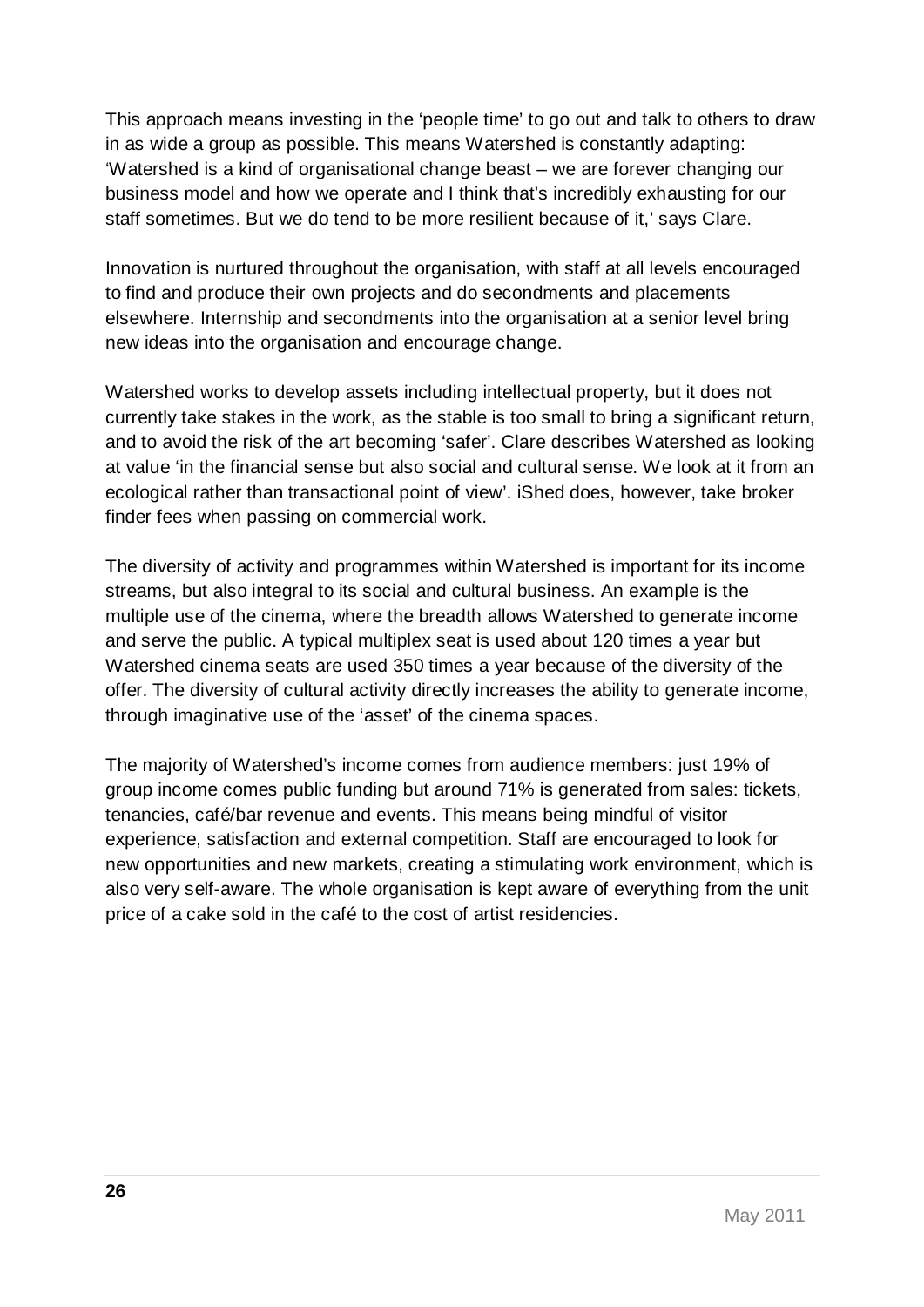This approach means investing in the 'people time' to go out and talk to others to draw in as wide a group as possible. This means Watershed is constantly adapting: 'Watershed is a kind of organisational change beast – we are forever changing our business model and how we operate and I think that's incredibly exhausting for our staff sometimes. But we do tend to be more resilient because of it,' says Clare.

Innovation is nurtured throughout the organisation, with staff at all levels encouraged to find and produce their own projects and do secondments and placements elsewhere. Internship and secondments into the organisation at a senior level bring new ideas into the organisation and encourage change.

Watershed works to develop assets including intellectual property, but it does not currently take stakes in the work, as the stable is too small to bring a significant return, and to avoid the risk of the art becoming 'safer'. Clare describes Watershed as looking at value 'in the financial sense but also social and cultural sense. We look at it from an ecological rather than transactional point of view'. iShed does, however, take broker finder fees when passing on commercial work.

The diversity of activity and programmes within Watershed is important for its income streams, but also integral to its social and cultural business. An example is the multiple use of the cinema, where the breadth allows Watershed to generate income and serve the public. A typical multiplex seat is used about 120 times a year but Watershed cinema seats are used 350 times a year because of the diversity of the offer. The diversity of cultural activity directly increases the ability to generate income, through imaginative use of the 'asset' of the cinema spaces.

The majority of Watershed's income comes from audience members: just 19% of group income comes public funding but around 71% is generated from sales: tickets, tenancies, café/bar revenue and events. This means being mindful of visitor experience, satisfaction and external competition. Staff are encouraged to look for new opportunities and new markets, creating a stimulating work environment, which is also very self-aware. The whole organisation is kept aware of everything from the unit price of a cake sold in the café to the cost of artist residencies.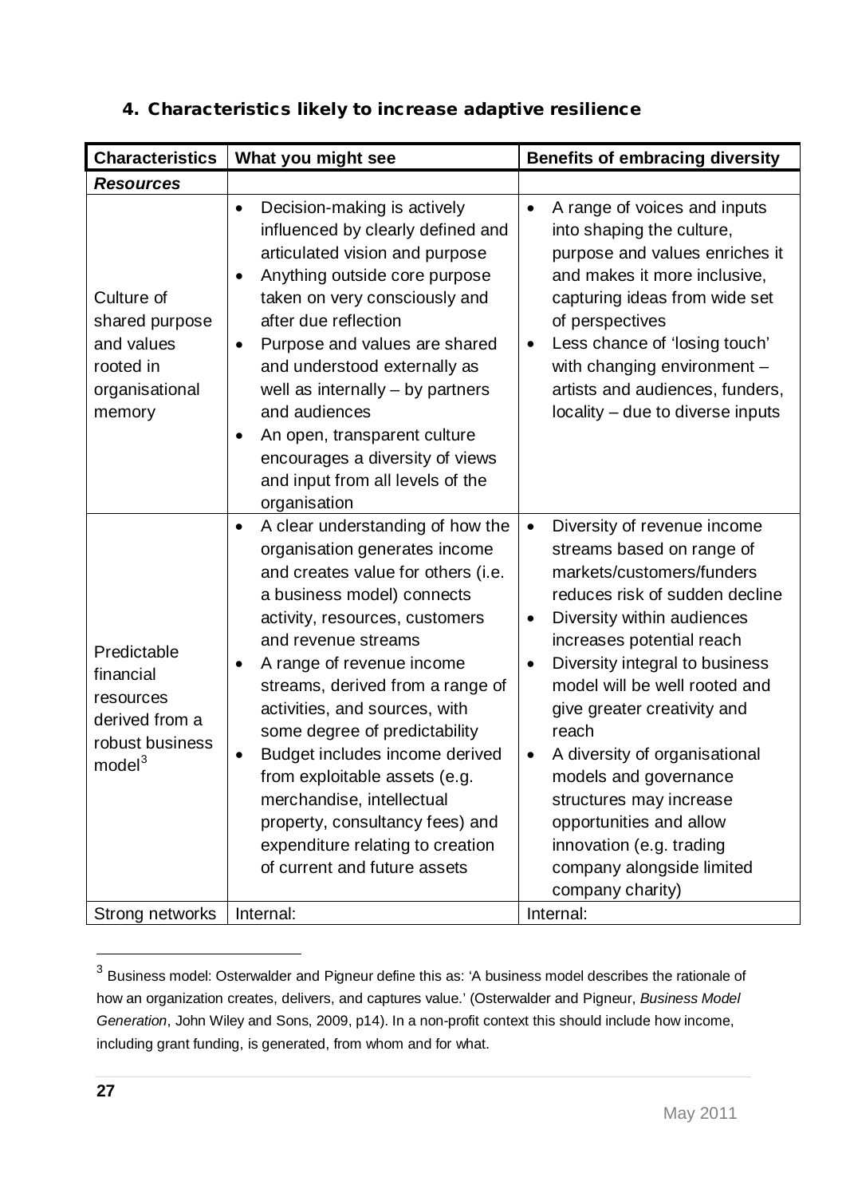## 4. Characteristics likely to increase adaptive resilience

| Characteristics | What you might see | Benefits of embracing diversity |
|---|---|---|
| ***Resources*** | | |
| Culture of shared purpose and values rooted in organisational memory | • Decision-making is actively influenced by clearly defined and articulated vision and purpose<br>• Anything outside core purpose taken on very consciously and after due reflection<br>• Purpose and values are shared and understood externally as well as internally – by partners and audiences<br>• An open, transparent culture encourages a diversity of views and input from all levels of the organisation | • A range of voices and inputs into shaping the culture, purpose and values enriches it and makes it more inclusive, capturing ideas from wide set of perspectives<br>• Less chance of 'losing touch' with changing environment – artists and audiences, funders, locality – due to diverse inputs |
| Predictable financial resources derived from a robust business model[3] | • A clear understanding of how the organisation generates income and creates value for others (i.e. a business model) connects activity, resources, customers and revenue streams<br>• A range of revenue income streams, derived from a range of activities, and sources, with some degree of predictability<br>• Budget includes income derived from exploitable assets (e.g. merchandise, intellectual property, consultancy fees) and expenditure relating to creation of current and future assets | • Diversity of revenue income streams based on range of markets/customers/funders reduces risk of sudden decline<br>• Diversity within audiences increases potential reach<br>• Diversity integral to business model will be well rooted and give greater creativity and reach<br>• A diversity of organisational models and governance structures may increase opportunities and allow innovation (e.g. trading company alongside limited company charity) |
| Strong networks | Internal: | Internal: |

[3] Business model: Osterwalder and Pigneur define this as: 'A business model describes the rationale of how an organization creates, delivers, and captures value.' (Osterwalder and Pigneur, *Business Model Generation*, John Wiley and Sons, 2009, p14). In a non-profit context this should include how income, including grant funding, is generated, from whom and for what.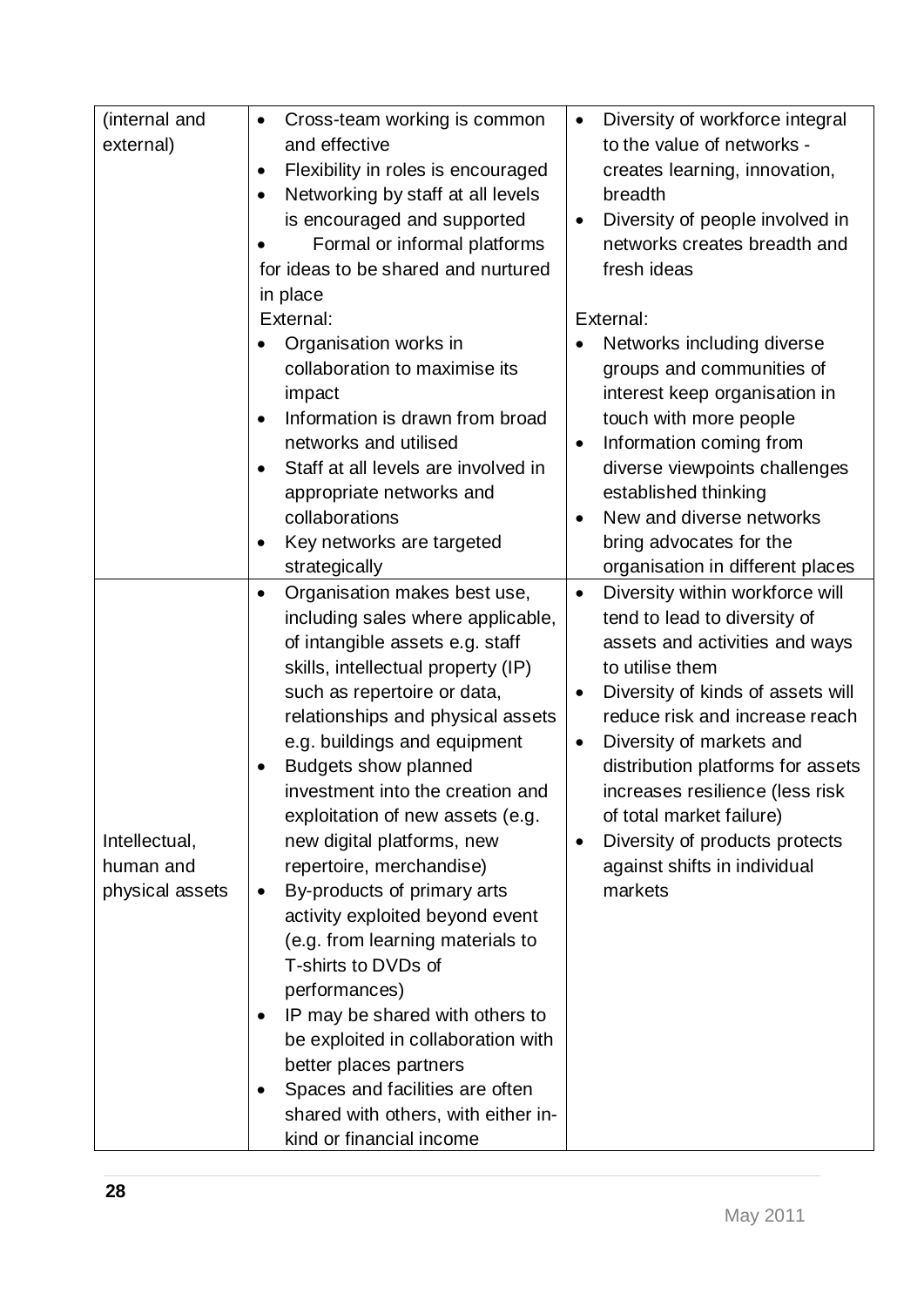| | | |
|---|---|---|
| (internal and external) | • Cross-team working is common and effective<br>• Flexibility in roles is encouraged<br>• Networking by staff at all levels is encouraged and supported<br>• Formal or informal platforms for ideas to be shared and nurtured in place<br>External:<br>• Organisation works in collaboration to maximise its impact<br>• Information is drawn from broad networks and utilised<br>• Staff at all levels are involved in appropriate networks and collaborations<br>• Key networks are targeted strategically | • Diversity of workforce integral to the value of networks - creates learning, innovation, breadth<br>• Diversity of people involved in networks creates breadth and fresh ideas<br><br>External:<br>• Networks including diverse groups and communities of interest keep organisation in touch with more people<br>• Information coming from diverse viewpoints challenges established thinking<br>• New and diverse networks bring advocates for the organisation in different places |
| Intellectual, human and physical assets | • Organisation makes best use, including sales where applicable, of intangible assets e.g. staff skills, intellectual property (IP) such as repertoire or data, relationships and physical assets e.g. buildings and equipment<br>• Budgets show planned investment into the creation and exploitation of new assets (e.g. new digital platforms, new repertoire, merchandise)<br>• By-products of primary arts activity exploited beyond event (e.g. from learning materials to T-shirts to DVDs of performances)<br>• IP may be shared with others to be exploited in collaboration with better places partners<br>• Spaces and facilities are often shared with others, with either in-kind or financial income | • Diversity within workforce will tend to lead to diversity of assets and activities and ways to utilise them<br>• Diversity of kinds of assets will reduce risk and increase reach<br>• Diversity of markets and distribution platforms for assets increases resilience (less risk of total market failure)<br>• Diversity of products protects against shifts in individual markets |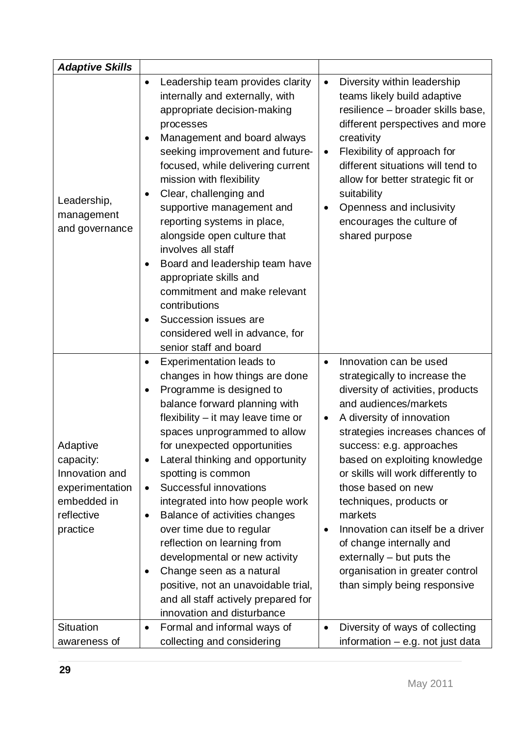| *Adaptive Skills* | | |
|---|---|---|
| Leadership, management and governance | • Leadership team provides clarity internally and externally, with appropriate decision-making processes<br>• Management and board always seeking improvement and future-focused, while delivering current mission with flexibility<br>• Clear, challenging and supportive management and reporting systems in place, alongside open culture that involves all staff<br>• Board and leadership team have appropriate skills and commitment and make relevant contributions<br>• Succession issues are considered well in advance, for senior staff and board | • Diversity within leadership teams likely build adaptive resilience – broader skills base, different perspectives and more creativity<br>• Flexibility of approach for different situations will tend to allow for better strategic fit or suitability<br>• Openness and inclusivity encourages the culture of shared purpose |
| Adaptive capacity: Innovation and experimentation embedded in reflective practice | • Experimentation leads to changes in how things are done<br>• Programme is designed to balance forward planning with flexibility – it may leave time or spaces unprogrammed to allow for unexpected opportunities<br>• Lateral thinking and opportunity spotting is common<br>• Successful innovations integrated into how people work<br>• Balance of activities changes over time due to regular reflection on learning from developmental or new activity<br>• Change seen as a natural positive, not an unavoidable trial, and all staff actively prepared for innovation and disturbance | • Innovation can be used strategically to increase the diversity of activities, products and audiences/markets<br>• A diversity of innovation strategies increases chances of success: e.g. approaches based on exploiting knowledge or skills will work differently to those based on new techniques, products or markets<br>• Innovation can itself be a driver of change internally and externally – but puts the organisation in greater control than simply being responsive |
| Situation awareness of | • Formal and informal ways of collecting and considering | • Diversity of ways of collecting information – e.g. not just data |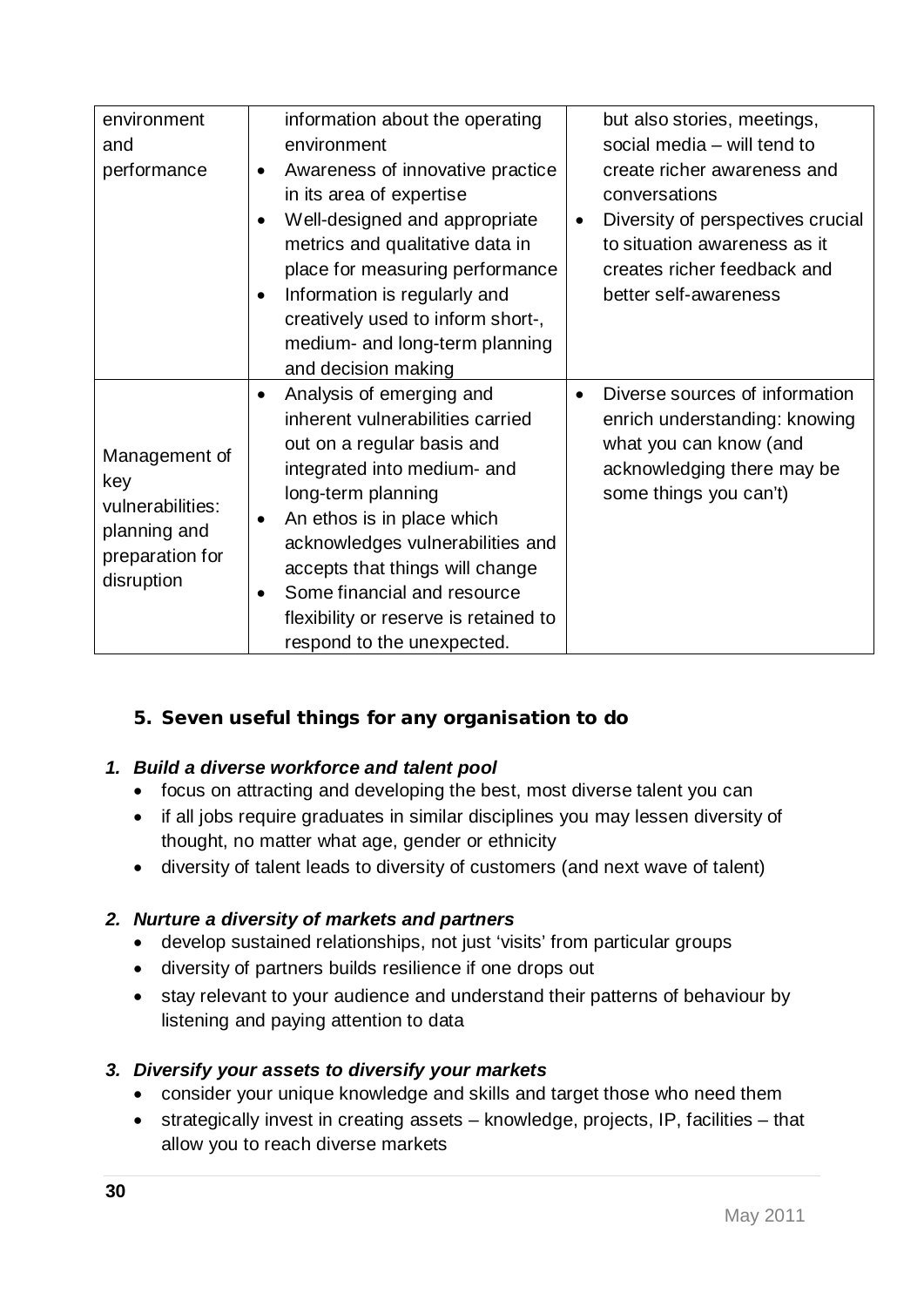| environment and performance | information about the operating environment<br>• Awareness of innovative practice in its area of expertise<br>• Well-designed and appropriate metrics and qualitative data in place for measuring performance<br>• Information is regularly and creatively used to inform short-, medium- and long-term planning and decision making | but also stories, meetings, social media – will tend to create richer awareness and conversations<br>• Diversity of perspectives crucial to situation awareness as it creates richer feedback and better self-awareness |
|---|---|---|
| Management of key vulnerabilities: planning and preparation for disruption | • Analysis of emerging and inherent vulnerabilities carried out on a regular basis and integrated into medium- and long-term planning<br>• An ethos is in place which acknowledges vulnerabilities and accepts that things will change<br>• Some financial and resource flexibility or reserve is retained to respond to the unexpected. | • Diverse sources of information enrich understanding: knowing what you can know (and acknowledging there may be some things you can't) |

## 5. Seven useful things for any organisation to do

***1. Build a diverse workforce and talent pool***

- focus on attracting and developing the best, most diverse talent you can
- if all jobs require graduates in similar disciplines you may lessen diversity of thought, no matter what age, gender or ethnicity
- diversity of talent leads to diversity of customers (and next wave of talent)

***2. Nurture a diversity of markets and partners***

- develop sustained relationships, not just 'visits' from particular groups
- diversity of partners builds resilience if one drops out
- stay relevant to your audience and understand their patterns of behaviour by listening and paying attention to data

***3. Diversify your assets to diversify your markets***

- consider your unique knowledge and skills and target those who need them
- strategically invest in creating assets – knowledge, projects, IP, facilities – that allow you to reach diverse markets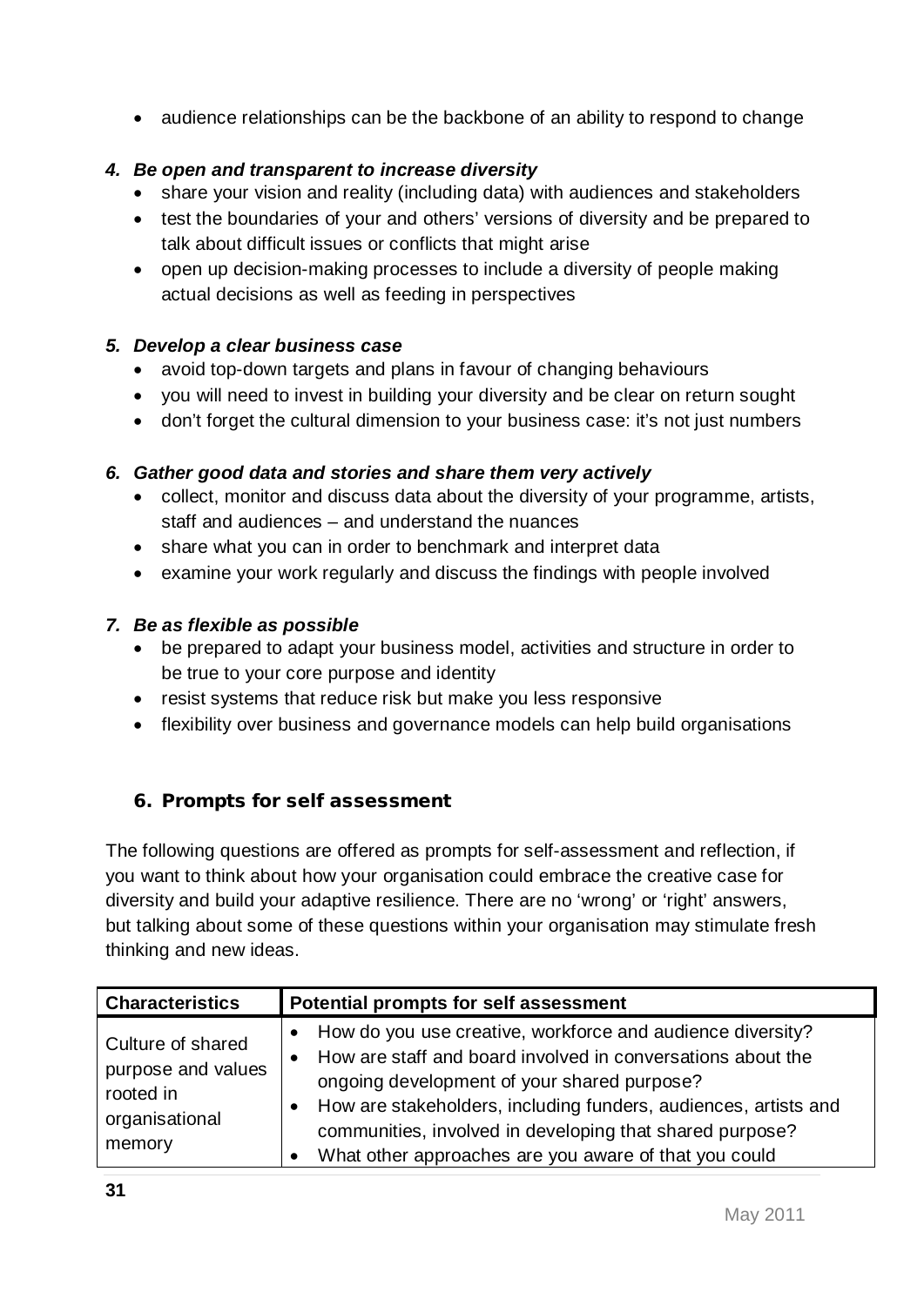- audience relationships can be the backbone of an ability to respond to change

***4. Be open and transparent to increase diversity***

- share your vision and reality (including data) with audiences and stakeholders
- test the boundaries of your and others' versions of diversity and be prepared to talk about difficult issues or conflicts that might arise
- open up decision-making processes to include a diversity of people making actual decisions as well as feeding in perspectives

***5. Develop a clear business case***

- avoid top-down targets and plans in favour of changing behaviours
- you will need to invest in building your diversity and be clear on return sought
- don't forget the cultural dimension to your business case: it's not just numbers

***6. Gather good data and stories and share them very actively***

- collect, monitor and discuss data about the diversity of your programme, artists, staff and audiences – and understand the nuances
- share what you can in order to benchmark and interpret data
- examine your work regularly and discuss the findings with people involved

***7. Be as flexible as possible***

- be prepared to adapt your business model, activities and structure in order to be true to your core purpose and identity
- resist systems that reduce risk but make you less responsive
- flexibility over business and governance models can help build organisations

## 6. Prompts for self assessment

The following questions are offered as prompts for self-assessment and reflection, if you want to think about how your organisation could embrace the creative case for diversity and build your adaptive resilience. There are no 'wrong' or 'right' answers, but talking about some of these questions within your organisation may stimulate fresh thinking and new ideas.

| Characteristics | Potential prompts for self assessment |
|---|---|
| Culture of shared purpose and values rooted in organisational memory | • How do you use creative, workforce and audience diversity?<br>• How are staff and board involved in conversations about the ongoing development of your shared purpose?<br>• How are stakeholders, including funders, audiences, artists and communities, involved in developing that shared purpose?<br>• What other approaches are you aware of that you could |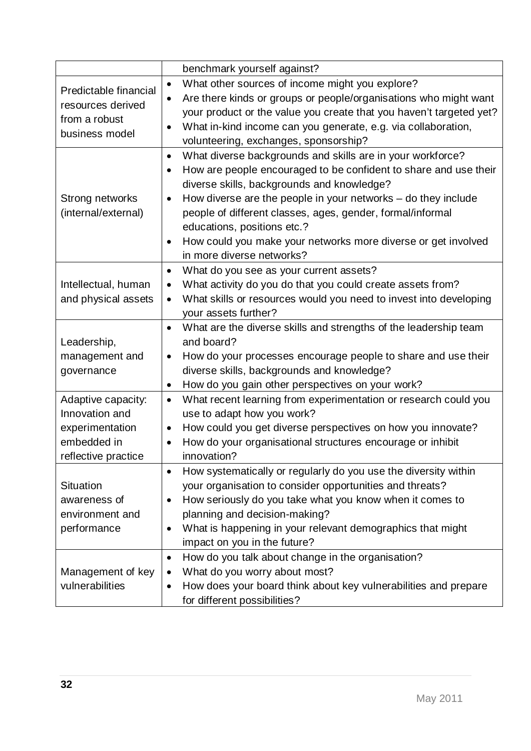| | |
|---|---|
| | benchmark yourself against? |
| Predictable financial resources derived from a robust business model | • What other sources of income might you explore?<br>• Are there kinds or groups or people/organisations who might want your product or the value you create that you haven't targeted yet?<br>• What in-kind income can you generate, e.g. via collaboration, volunteering, exchanges, sponsorship? |
| Strong networks (internal/external) | • What diverse backgrounds and skills are in your workforce?<br>• How are people encouraged to be confident to share and use their diverse skills, backgrounds and knowledge?<br>• How diverse are the people in your networks – do they include people of different classes, ages, gender, formal/informal educations, positions etc.?<br>• How could you make your networks more diverse or get involved in more diverse networks? |
| Intellectual, human and physical assets | • What do you see as your current assets?<br>• What activity do you do that you could create assets from?<br>• What skills or resources would you need to invest into developing your assets further? |
| Leadership, management and governance | • What are the diverse skills and strengths of the leadership team and board?<br>• How do your processes encourage people to share and use their diverse skills, backgrounds and knowledge?<br>• How do you gain other perspectives on your work? |
| Adaptive capacity: Innovation and experimentation embedded in reflective practice | • What recent learning from experimentation or research could you use to adapt how you work?<br>• How could you get diverse perspectives on how you innovate?<br>• How do your organisational structures encourage or inhibit innovation? |
| Situation awareness of environment and performance | • How systematically or regularly do you use the diversity within your organisation to consider opportunities and threats?<br>• How seriously do you take what you know when it comes to planning and decision-making?<br>• What is happening in your relevant demographics that might impact on you in the future? |
| Management of key vulnerabilities | • How do you talk about change in the organisation?<br>• What do you worry about most?<br>• How does your board think about key vulnerabilities and prepare for different possibilities? |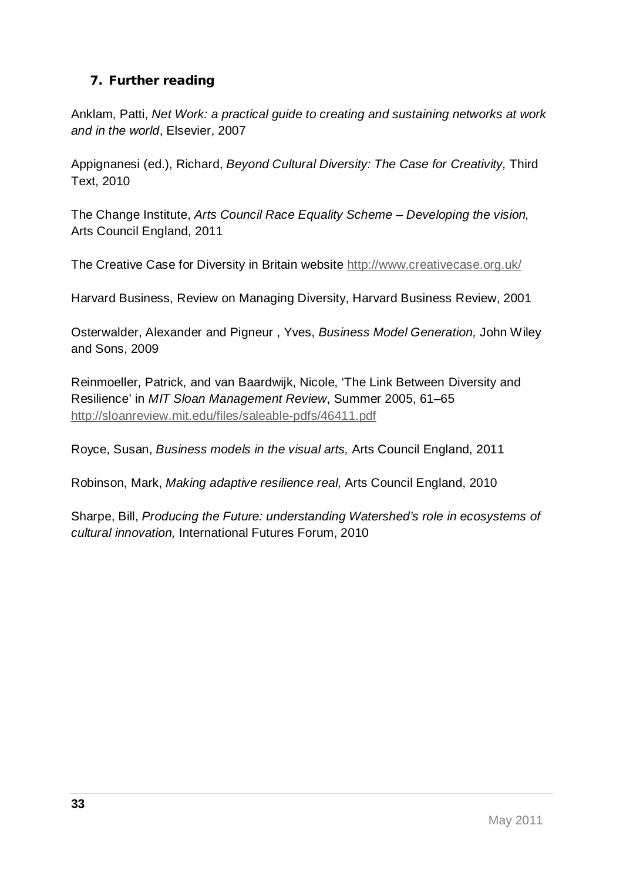## 7. Further reading

Anklam, Patti, *Net Work: a practical guide to creating and sustaining networks at work and in the world*, Elsevier, 2007

Appignanesi (ed.), Richard, *Beyond Cultural Diversity: The Case for Creativity,* Third Text, 2010

The Change Institute, *Arts Council Race Equality Scheme – Developing the vision,* Arts Council England, 2011

The Creative Case for Diversity in Britain website http://www.creativecase.org.uk/

Harvard Business, Review on Managing Diversity, Harvard Business Review, 2001

Osterwalder, Alexander and Pigneur , Yves, *Business Model Generation,* John Wiley and Sons, 2009

Reinmoeller, Patrick, and van Baardwijk, Nicole, 'The Link Between Diversity and Resilience' in *MIT Sloan Management Review*, Summer 2005, 61–65 http://sloanreview.mit.edu/files/saleable-pdfs/46411.pdf

Royce, Susan, *Business models in the visual arts,* Arts Council England, 2011

Robinson, Mark, *Making adaptive resilience real,* Arts Council England, 2010

Sharpe, Bill, *Producing the Future: understanding Watershed's role in ecosystems of cultural innovation,* International Futures Forum, 2010